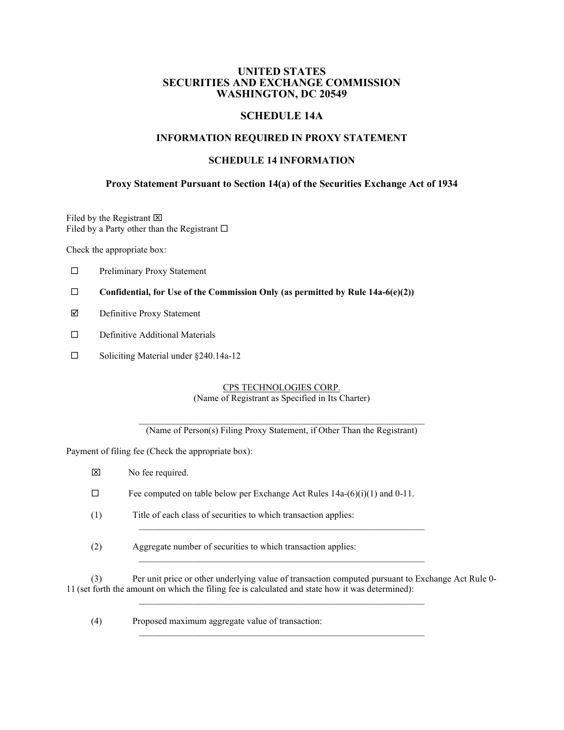# UNITED STATES
# SECURITIES AND EXCHANGE COMMISSION
# WASHINGTON, DC 20549

## SCHEDULE 14A

### INFORMATION REQUIRED IN PROXY STATEMENT

### SCHEDULE 14 INFORMATION

**Proxy Statement Pursuant to Section 14(a) of the Securities Exchange Act of 1934**

Filed by the Registrant ☒
Filed by a Party other than the Registrant ☐

Check the appropriate box:

☐ Preliminary Proxy Statement

☐ **Confidential, for Use of the Commission Only (as permitted by Rule 14a-6(e)(2))**

☑ Definitive Proxy Statement

☐ Definitive Additional Materials

☐ Soliciting Material under §240.14a-12

CPS TECHNOLOGIES CORP.
(Name of Registrant as Specified in Its Charter)

\_\_\_\_\_\_\_\_\_\_\_\_\_\_\_\_\_\_\_\_\_\_\_\_\_\_\_\_\_\_\_\_\_\_\_\_\_\_\_\_\_\_\_\_\_\_\_\_\_\_\_\_\_\_\_\_\_\_\_\_
(Name of Person(s) Filing Proxy Statement, if Other Than the Registrant)

Payment of filing fee (Check the appropriate box):

☒ No fee required.

☐ Fee computed on table below per Exchange Act Rules 14a-(6)(i)(1) and 0-11.

(1) Title of each class of securities to which transaction applies:
\_\_\_\_\_\_\_\_\_\_\_\_\_\_\_\_\_\_\_\_\_\_\_\_\_\_\_\_\_\_\_\_\_\_\_\_\_\_\_\_\_\_\_\_\_\_\_\_\_\_\_\_\_\_\_\_\_\_\_\_

(2) Aggregate number of securities to which transaction applies:
\_\_\_\_\_\_\_\_\_\_\_\_\_\_\_\_\_\_\_\_\_\_\_\_\_\_\_\_\_\_\_\_\_\_\_\_\_\_\_\_\_\_\_\_\_\_\_\_\_\_\_\_\_\_\_\_\_\_\_\_

(3) Per unit price or other underlying value of transaction computed pursuant to Exchange Act Rule 0-11 (set forth the amount on which the filing fee is calculated and state how it was determined):
\_\_\_\_\_\_\_\_\_\_\_\_\_\_\_\_\_\_\_\_\_\_\_\_\_\_\_\_\_\_\_\_\_\_\_\_\_\_\_\_\_\_\_\_\_\_\_\_\_\_\_\_\_\_\_\_\_\_\_\_

(4) Proposed maximum aggregate value of transaction:
\_\_\_\_\_\_\_\_\_\_\_\_\_\_\_\_\_\_\_\_\_\_\_\_\_\_\_\_\_\_\_\_\_\_\_\_\_\_\_\_\_\_\_\_\_\_\_\_\_\_\_\_\_\_\_\_\_\_\_\_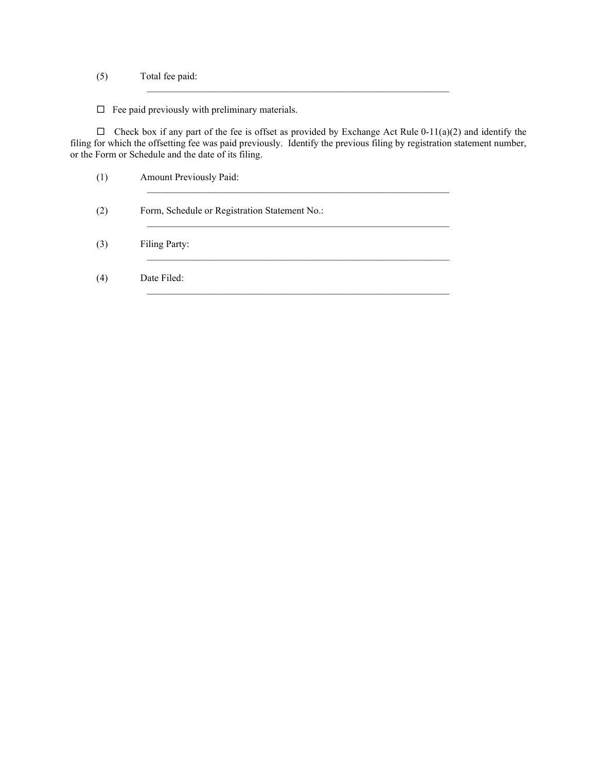(5) Total fee paid:

\_\_\_\_\_\_\_\_\_\_\_\_\_\_\_\_\_\_\_\_\_\_\_\_\_\_\_\_\_\_\_\_\_\_\_\_\_\_\_\_\_\_\_\_\_\_\_\_\_\_\_\_\_\_\_\_\_\_\_\_\_\_

☐ Fee paid previously with preliminary materials.

☐ Check box if any part of the fee is offset as provided by Exchange Act Rule 0-11(a)(2) and identify the filing for which the offsetting fee was paid previously. Identify the previous filing by registration statement number, or the Form or Schedule and the date of its filing.

(1) Amount Previously Paid:

\_\_\_\_\_\_\_\_\_\_\_\_\_\_\_\_\_\_\_\_\_\_\_\_\_\_\_\_\_\_\_\_\_\_\_\_\_\_\_\_\_\_\_\_\_\_\_\_\_\_\_\_\_\_\_\_\_\_\_\_\_\_

(2) Form, Schedule or Registration Statement No.:

\_\_\_\_\_\_\_\_\_\_\_\_\_\_\_\_\_\_\_\_\_\_\_\_\_\_\_\_\_\_\_\_\_\_\_\_\_\_\_\_\_\_\_\_\_\_\_\_\_\_\_\_\_\_\_\_\_\_\_\_\_\_

(3) Filing Party:

\_\_\_\_\_\_\_\_\_\_\_\_\_\_\_\_\_\_\_\_\_\_\_\_\_\_\_\_\_\_\_\_\_\_\_\_\_\_\_\_\_\_\_\_\_\_\_\_\_\_\_\_\_\_\_\_\_\_\_\_\_\_

(4) Date Filed:

\_\_\_\_\_\_\_\_\_\_\_\_\_\_\_\_\_\_\_\_\_\_\_\_\_\_\_\_\_\_\_\_\_\_\_\_\_\_\_\_\_\_\_\_\_\_\_\_\_\_\_\_\_\_\_\_\_\_\_\_\_\_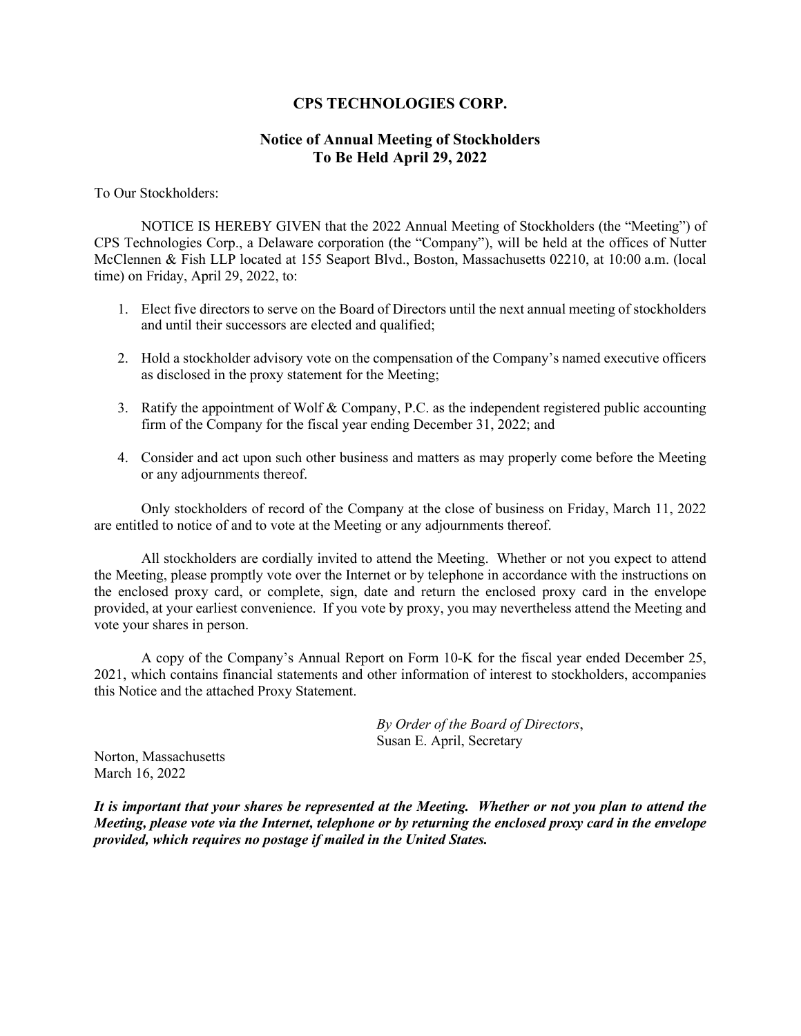# CPS TECHNOLOGIES CORP.

## Notice of Annual Meeting of Stockholders
## To Be Held April 29, 2022

To Our Stockholders:

NOTICE IS HEREBY GIVEN that the 2022 Annual Meeting of Stockholders (the "Meeting") of CPS Technologies Corp., a Delaware corporation (the "Company"), will be held at the offices of Nutter McClennen & Fish LLP located at 155 Seaport Blvd., Boston, Massachusetts 02210, at 10:00 a.m. (local time) on Friday, April 29, 2022, to:

1. Elect five directors to serve on the Board of Directors until the next annual meeting of stockholders and until their successors are elected and qualified;
2. Hold a stockholder advisory vote on the compensation of the Company's named executive officers as disclosed in the proxy statement for the Meeting;
3. Ratify the appointment of Wolf & Company, P.C. as the independent registered public accounting firm of the Company for the fiscal year ending December 31, 2022; and
4. Consider and act upon such other business and matters as may properly come before the Meeting or any adjournments thereof.

Only stockholders of record of the Company at the close of business on Friday, March 11, 2022 are entitled to notice of and to vote at the Meeting or any adjournments thereof.

All stockholders are cordially invited to attend the Meeting. Whether or not you expect to attend the Meeting, please promptly vote over the Internet or by telephone in accordance with the instructions on the enclosed proxy card, or complete, sign, date and return the enclosed proxy card in the envelope provided, at your earliest convenience. If you vote by proxy, you may nevertheless attend the Meeting and vote your shares in person.

A copy of the Company's Annual Report on Form 10-K for the fiscal year ended December 25, 2021, which contains financial statements and other information of interest to stockholders, accompanies this Notice and the attached Proxy Statement.

*By Order of the Board of Directors*,
Susan E. April, Secretary

Norton, Massachusetts
March 16, 2022

***It is important that your shares be represented at the Meeting. Whether or not you plan to attend the Meeting, please vote via the Internet, telephone or by returning the enclosed proxy card in the envelope provided, which requires no postage if mailed in the United States.***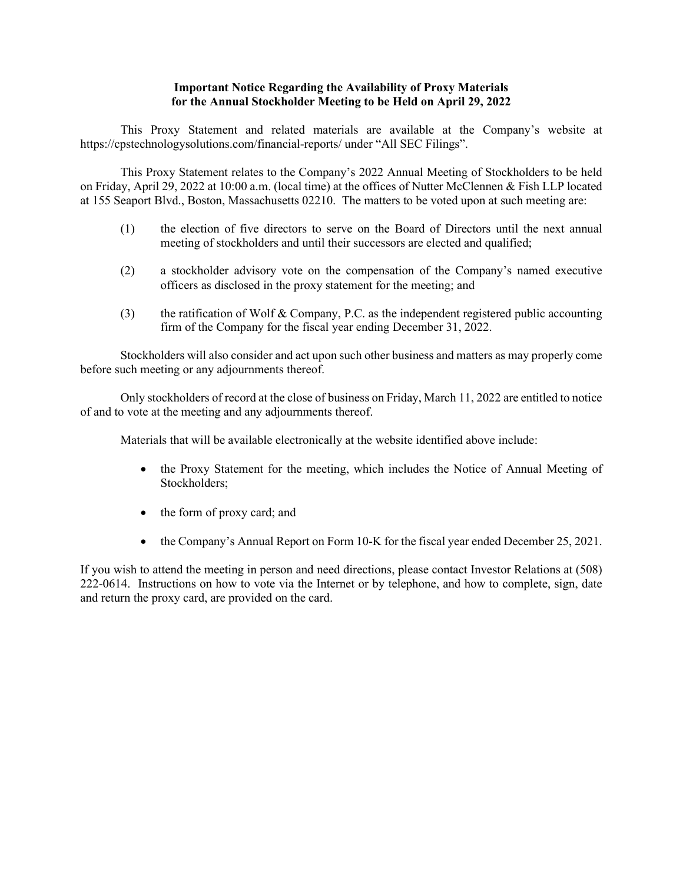**Important Notice Regarding the Availability of Proxy Materials for the Annual Stockholder Meeting to be Held on April 29, 2022**

This Proxy Statement and related materials are available at the Company's website at https://cpstechnologysolutions.com/financial-reports/ under "All SEC Filings".

This Proxy Statement relates to the Company's 2022 Annual Meeting of Stockholders to be held on Friday, April 29, 2022 at 10:00 a.m. (local time) at the offices of Nutter McClennen & Fish LLP located at 155 Seaport Blvd., Boston, Massachusetts 02210. The matters to be voted upon at such meeting are:

(1) the election of five directors to serve on the Board of Directors until the next annual meeting of stockholders and until their successors are elected and qualified;

(2) a stockholder advisory vote on the compensation of the Company's named executive officers as disclosed in the proxy statement for the meeting; and

(3) the ratification of Wolf & Company, P.C. as the independent registered public accounting firm of the Company for the fiscal year ending December 31, 2022.

Stockholders will also consider and act upon such other business and matters as may properly come before such meeting or any adjournments thereof.

Only stockholders of record at the close of business on Friday, March 11, 2022 are entitled to notice of and to vote at the meeting and any adjournments thereof.

Materials that will be available electronically at the website identified above include:

- the Proxy Statement for the meeting, which includes the Notice of Annual Meeting of Stockholders;
- the form of proxy card; and
- the Company's Annual Report on Form 10-K for the fiscal year ended December 25, 2021.

If you wish to attend the meeting in person and need directions, please contact Investor Relations at (508) 222-0614. Instructions on how to vote via the Internet or by telephone, and how to complete, sign, date and return the proxy card, are provided on the card.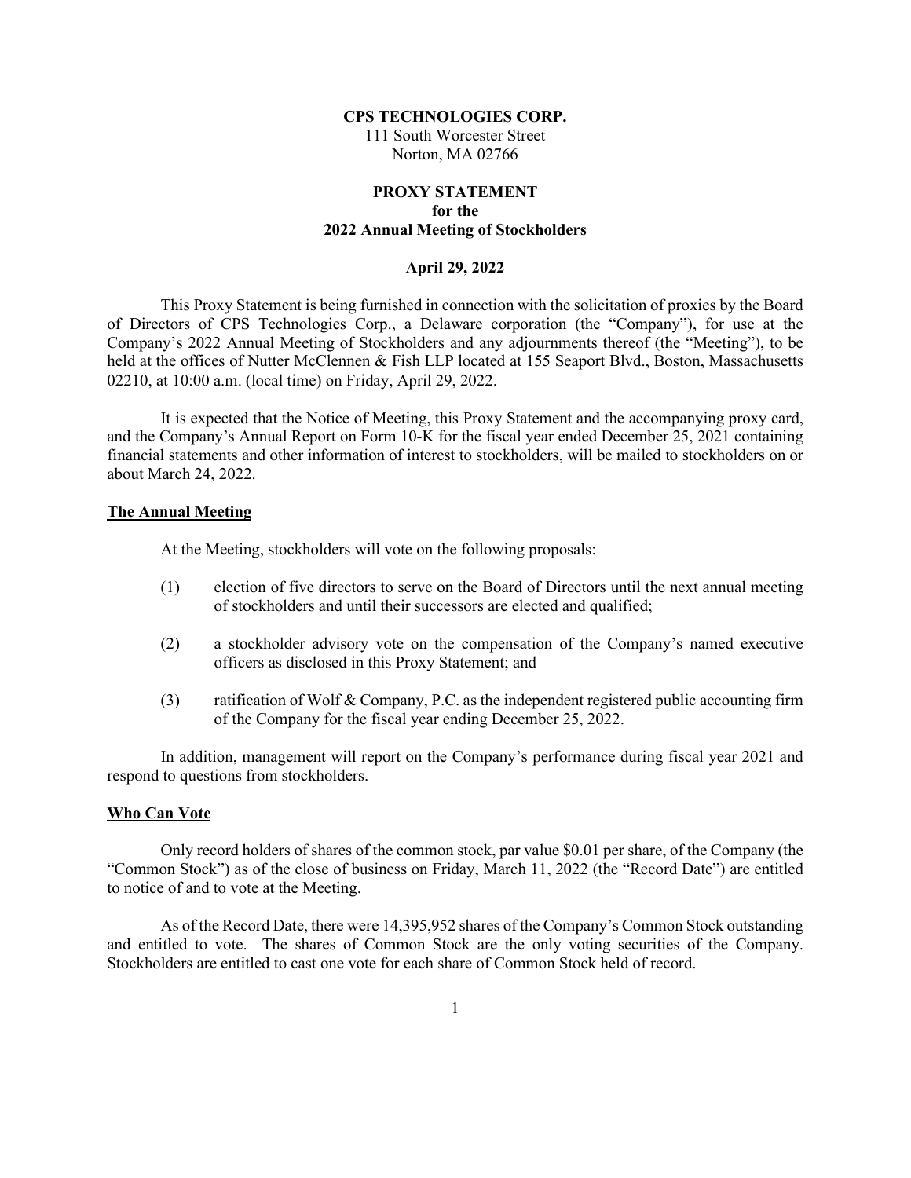**CPS TECHNOLOGIES CORP.**
111 South Worcester Street
Norton, MA 02766

**PROXY STATEMENT**
**for the**
**2022 Annual Meeting of Stockholders**

**April 29, 2022**

This Proxy Statement is being furnished in connection with the solicitation of proxies by the Board of Directors of CPS Technologies Corp., a Delaware corporation (the "Company"), for use at the Company's 2022 Annual Meeting of Stockholders and any adjournments thereof (the "Meeting"), to be held at the offices of Nutter McClennen & Fish LLP located at 155 Seaport Blvd., Boston, Massachusetts 02210, at 10:00 a.m. (local time) on Friday, April 29, 2022.

It is expected that the Notice of Meeting, this Proxy Statement and the accompanying proxy card, and the Company's Annual Report on Form 10-K for the fiscal year ended December 25, 2021 containing financial statements and other information of interest to stockholders, will be mailed to stockholders on or about March 24, 2022.

## The Annual Meeting

At the Meeting, stockholders will vote on the following proposals:

(1) election of five directors to serve on the Board of Directors until the next annual meeting of stockholders and until their successors are elected and qualified;

(2) a stockholder advisory vote on the compensation of the Company's named executive officers as disclosed in this Proxy Statement; and

(3) ratification of Wolf & Company, P.C. as the independent registered public accounting firm of the Company for the fiscal year ending December 25, 2022.

In addition, management will report on the Company's performance during fiscal year 2021 and respond to questions from stockholders.

## Who Can Vote

Only record holders of shares of the common stock, par value $0.01 per share, of the Company (the "Common Stock") as of the close of business on Friday, March 11, 2022 (the "Record Date") are entitled to notice of and to vote at the Meeting.

As of the Record Date, there were 14,395,952 shares of the Company's Common Stock outstanding and entitled to vote. The shares of Common Stock are the only voting securities of the Company. Stockholders are entitled to cast one vote for each share of Common Stock held of record.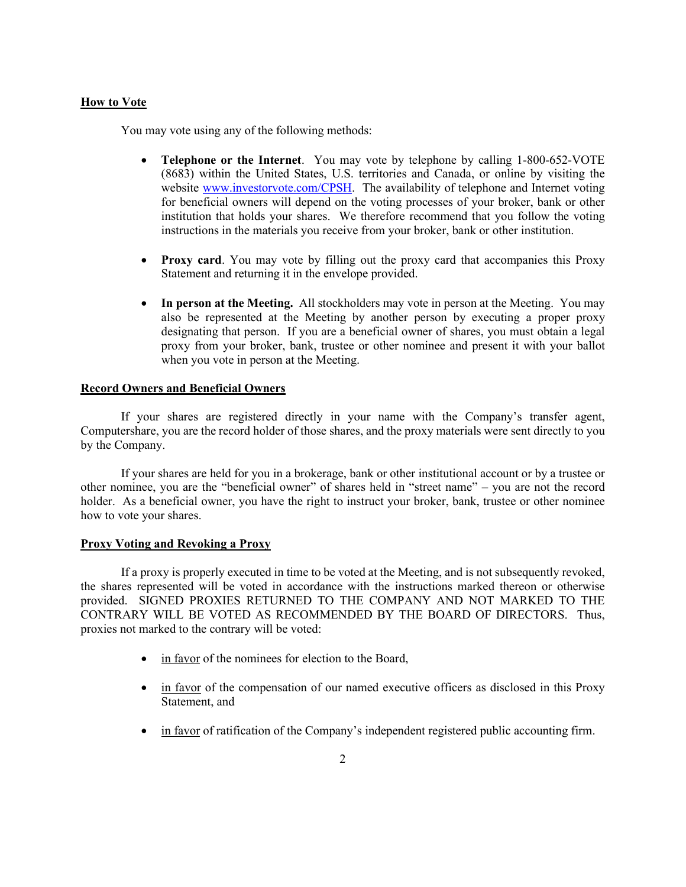## How to Vote

You may vote using any of the following methods:

- **Telephone or the Internet**. You may vote by telephone by calling 1-800-652-VOTE (8683) within the United States, U.S. territories and Canada, or online by visiting the website www.investorvote.com/CPSH. The availability of telephone and Internet voting for beneficial owners will depend on the voting processes of your broker, bank or other institution that holds your shares. We therefore recommend that you follow the voting instructions in the materials you receive from your broker, bank or other institution.

- **Proxy card**. You may vote by filling out the proxy card that accompanies this Proxy Statement and returning it in the envelope provided.

- **In person at the Meeting.** All stockholders may vote in person at the Meeting. You may also be represented at the Meeting by another person by executing a proper proxy designating that person. If you are a beneficial owner of shares, you must obtain a legal proxy from your broker, bank, trustee or other nominee and present it with your ballot when you vote in person at the Meeting.

## Record Owners and Beneficial Owners

If your shares are registered directly in your name with the Company's transfer agent, Computershare, you are the record holder of those shares, and the proxy materials were sent directly to you by the Company.

If your shares are held for you in a brokerage, bank or other institutional account or by a trustee or other nominee, you are the "beneficial owner" of shares held in "street name" – you are not the record holder. As a beneficial owner, you have the right to instruct your broker, bank, trustee or other nominee how to vote your shares.

## Proxy Voting and Revoking a Proxy

If a proxy is properly executed in time to be voted at the Meeting, and is not subsequently revoked, the shares represented will be voted in accordance with the instructions marked thereon or otherwise provided. SIGNED PROXIES RETURNED TO THE COMPANY AND NOT MARKED TO THE CONTRARY WILL BE VOTED AS RECOMMENDED BY THE BOARD OF DIRECTORS. Thus, proxies not marked to the contrary will be voted:

- in favor of the nominees for election to the Board,

- in favor of the compensation of our named executive officers as disclosed in this Proxy Statement, and

- in favor of ratification of the Company's independent registered public accounting firm.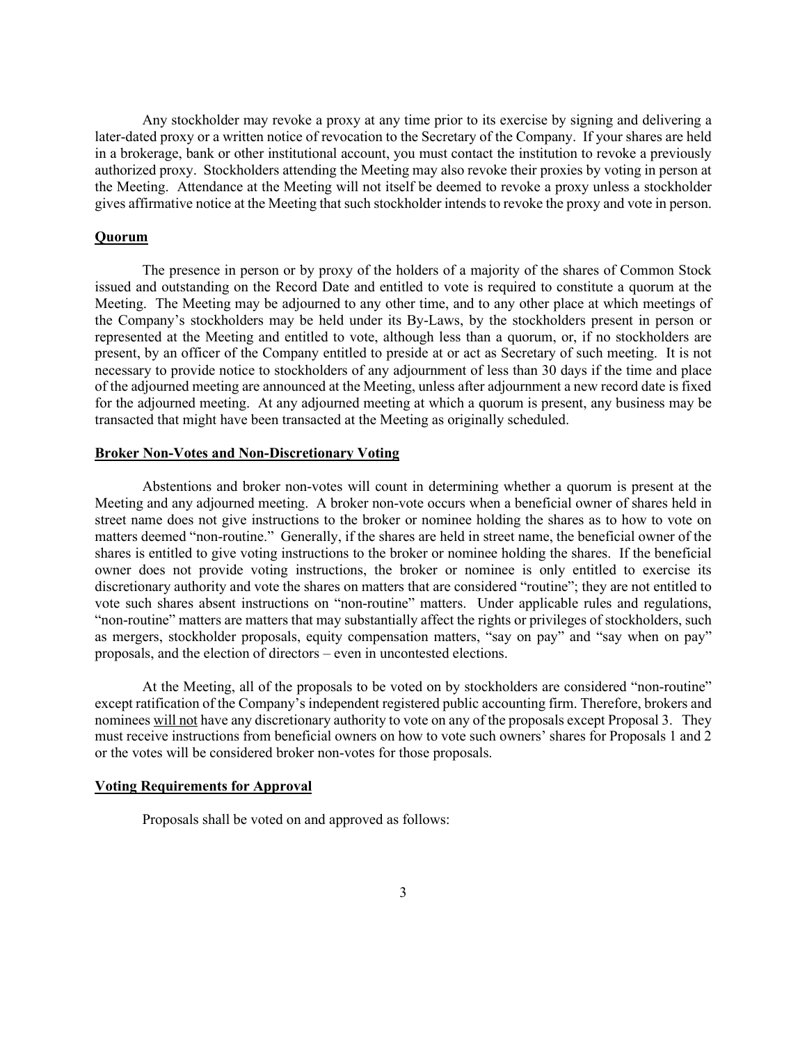Any stockholder may revoke a proxy at any time prior to its exercise by signing and delivering a later-dated proxy or a written notice of revocation to the Secretary of the Company. If your shares are held in a brokerage, bank or other institutional account, you must contact the institution to revoke a previously authorized proxy. Stockholders attending the Meeting may also revoke their proxies by voting in person at the Meeting. Attendance at the Meeting will not itself be deemed to revoke a proxy unless a stockholder gives affirmative notice at the Meeting that such stockholder intends to revoke the proxy and vote in person.

**Quorum**

The presence in person or by proxy of the holders of a majority of the shares of Common Stock issued and outstanding on the Record Date and entitled to vote is required to constitute a quorum at the Meeting. The Meeting may be adjourned to any other time, and to any other place at which meetings of the Company's stockholders may be held under its By-Laws, by the stockholders present in person or represented at the Meeting and entitled to vote, although less than a quorum, or, if no stockholders are present, by an officer of the Company entitled to preside at or act as Secretary of such meeting. It is not necessary to provide notice to stockholders of any adjournment of less than 30 days if the time and place of the adjourned meeting are announced at the Meeting, unless after adjournment a new record date is fixed for the adjourned meeting. At any adjourned meeting at which a quorum is present, any business may be transacted that might have been transacted at the Meeting as originally scheduled.

**Broker Non-Votes and Non-Discretionary Voting**

Abstentions and broker non-votes will count in determining whether a quorum is present at the Meeting and any adjourned meeting. A broker non-vote occurs when a beneficial owner of shares held in street name does not give instructions to the broker or nominee holding the shares as to how to vote on matters deemed "non-routine." Generally, if the shares are held in street name, the beneficial owner of the shares is entitled to give voting instructions to the broker or nominee holding the shares. If the beneficial owner does not provide voting instructions, the broker or nominee is only entitled to exercise its discretionary authority and vote the shares on matters that are considered "routine"; they are not entitled to vote such shares absent instructions on "non-routine" matters. Under applicable rules and regulations, "non-routine" matters are matters that may substantially affect the rights or privileges of stockholders, such as mergers, stockholder proposals, equity compensation matters, "say on pay" and "say when on pay" proposals, and the election of directors – even in uncontested elections.

At the Meeting, all of the proposals to be voted on by stockholders are considered "non-routine" except ratification of the Company's independent registered public accounting firm. Therefore, brokers and nominees will not have any discretionary authority to vote on any of the proposals except Proposal 3. They must receive instructions from beneficial owners on how to vote such owners' shares for Proposals 1 and 2 or the votes will be considered broker non-votes for those proposals.

**Voting Requirements for Approval**

Proposals shall be voted on and approved as follows: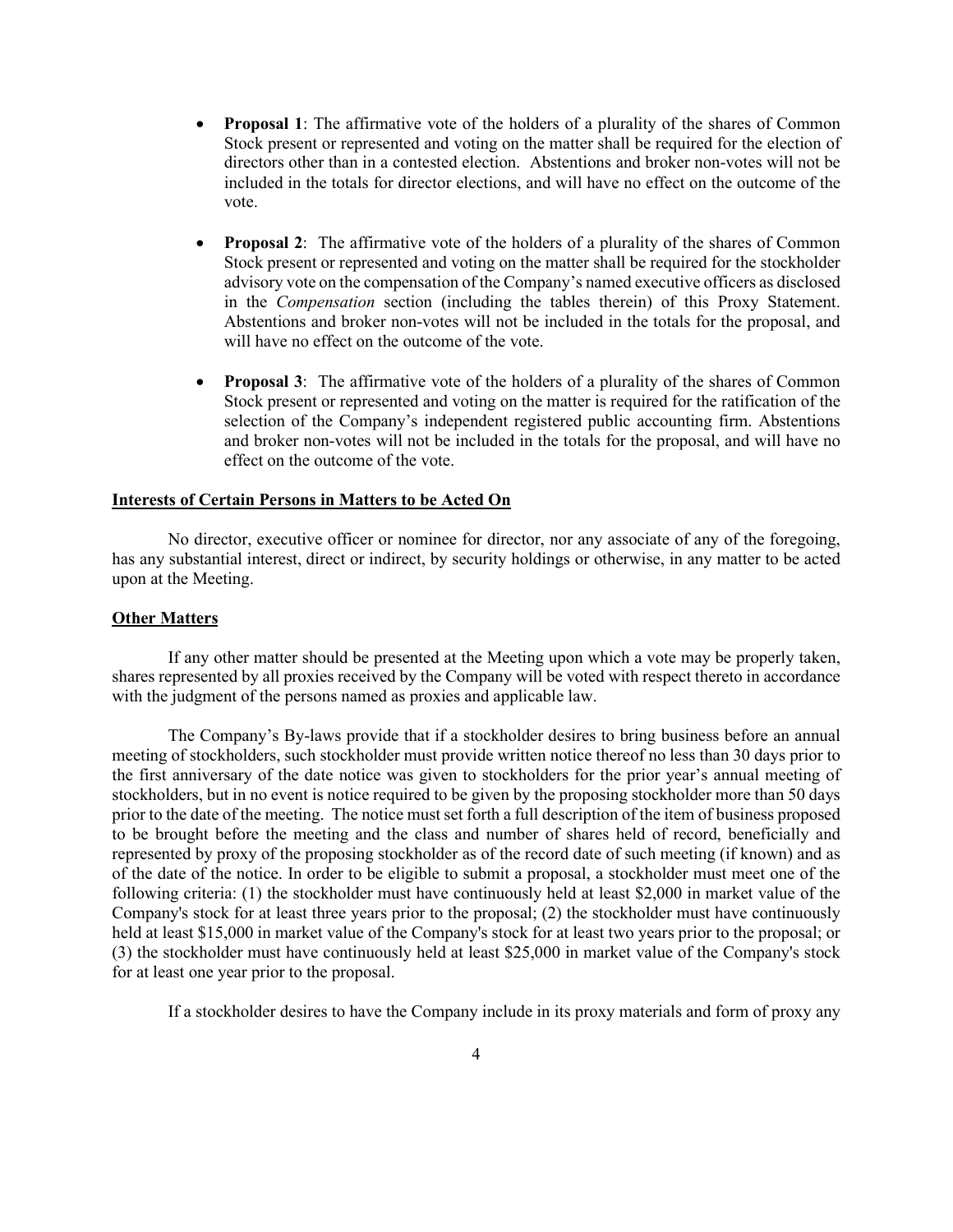- **Proposal 1**: The affirmative vote of the holders of a plurality of the shares of Common Stock present or represented and voting on the matter shall be required for the election of directors other than in a contested election. Abstentions and broker non-votes will not be included in the totals for director elections, and will have no effect on the outcome of the vote.

- **Proposal 2**: The affirmative vote of the holders of a plurality of the shares of Common Stock present or represented and voting on the matter shall be required for the stockholder advisory vote on the compensation of the Company's named executive officers as disclosed in the *Compensation* section (including the tables therein) of this Proxy Statement. Abstentions and broker non-votes will not be included in the totals for the proposal, and will have no effect on the outcome of the vote.

- **Proposal 3**: The affirmative vote of the holders of a plurality of the shares of Common Stock present or represented and voting on the matter is required for the ratification of the selection of the Company's independent registered public accounting firm. Abstentions and broker non-votes will not be included in the totals for the proposal, and will have no effect on the outcome of the vote.

**Interests of Certain Persons in Matters to be Acted On**

No director, executive officer or nominee for director, nor any associate of any of the foregoing, has any substantial interest, direct or indirect, by security holdings or otherwise, in any matter to be acted upon at the Meeting.

**Other Matters**

If any other matter should be presented at the Meeting upon which a vote may be properly taken, shares represented by all proxies received by the Company will be voted with respect thereto in accordance with the judgment of the persons named as proxies and applicable law.

The Company's By-laws provide that if a stockholder desires to bring business before an annual meeting of stockholders, such stockholder must provide written notice thereof no less than 30 days prior to the first anniversary of the date notice was given to stockholders for the prior year's annual meeting of stockholders, but in no event is notice required to be given by the proposing stockholder more than 50 days prior to the date of the meeting. The notice must set forth a full description of the item of business proposed to be brought before the meeting and the class and number of shares held of record, beneficially and represented by proxy of the proposing stockholder as of the record date of such meeting (if known) and as of the date of the notice. In order to be eligible to submit a proposal, a stockholder must meet one of the following criteria: (1) the stockholder must have continuously held at least $2,000 in market value of the Company's stock for at least three years prior to the proposal; (2) the stockholder must have continuously held at least $15,000 in market value of the Company's stock for at least two years prior to the proposal; or (3) the stockholder must have continuously held at least $25,000 in market value of the Company's stock for at least one year prior to the proposal.

If a stockholder desires to have the Company include in its proxy materials and form of proxy any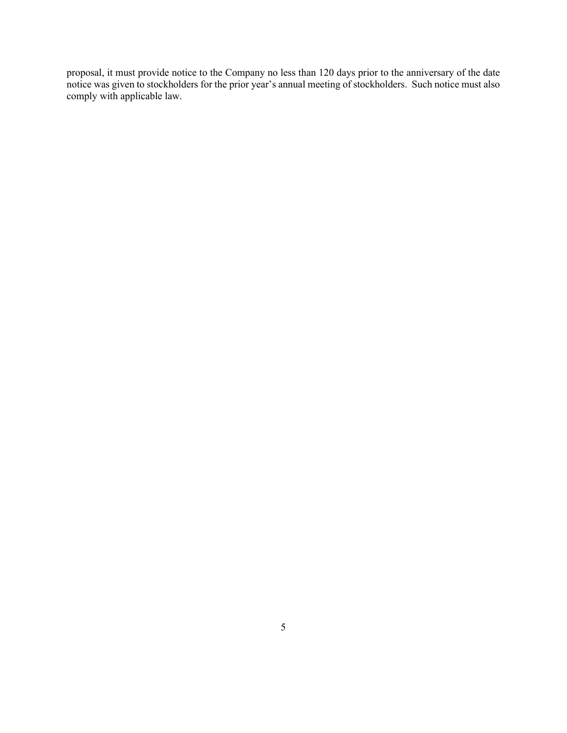proposal, it must provide notice to the Company no less than 120 days prior to the anniversary of the date notice was given to stockholders for the prior year's annual meeting of stockholders. Such notice must also comply with applicable law.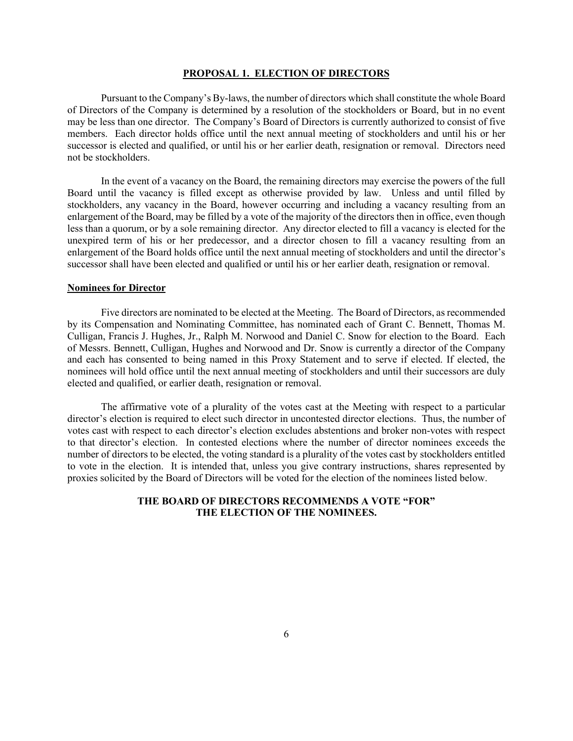## PROPOSAL 1. ELECTION OF DIRECTORS

Pursuant to the Company's By-laws, the number of directors which shall constitute the whole Board of Directors of the Company is determined by a resolution of the stockholders or Board, but in no event may be less than one director. The Company's Board of Directors is currently authorized to consist of five members. Each director holds office until the next annual meeting of stockholders and until his or her successor is elected and qualified, or until his or her earlier death, resignation or removal. Directors need not be stockholders.

In the event of a vacancy on the Board, the remaining directors may exercise the powers of the full Board until the vacancy is filled except as otherwise provided by law. Unless and until filled by stockholders, any vacancy in the Board, however occurring and including a vacancy resulting from an enlargement of the Board, may be filled by a vote of the majority of the directors then in office, even though less than a quorum, or by a sole remaining director. Any director elected to fill a vacancy is elected for the unexpired term of his or her predecessor, and a director chosen to fill a vacancy resulting from an enlargement of the Board holds office until the next annual meeting of stockholders and until the director's successor shall have been elected and qualified or until his or her earlier death, resignation or removal.

### Nominees for Director

Five directors are nominated to be elected at the Meeting. The Board of Directors, as recommended by its Compensation and Nominating Committee, has nominated each of Grant C. Bennett, Thomas M. Culligan, Francis J. Hughes, Jr., Ralph M. Norwood and Daniel C. Snow for election to the Board. Each of Messrs. Bennett, Culligan, Hughes and Norwood and Dr. Snow is currently a director of the Company and each has consented to being named in this Proxy Statement and to serve if elected. If elected, the nominees will hold office until the next annual meeting of stockholders and until their successors are duly elected and qualified, or earlier death, resignation or removal.

The affirmative vote of a plurality of the votes cast at the Meeting with respect to a particular director's election is required to elect such director in uncontested director elections. Thus, the number of votes cast with respect to each director's election excludes abstentions and broker non-votes with respect to that director's election. In contested elections where the number of director nominees exceeds the number of directors to be elected, the voting standard is a plurality of the votes cast by stockholders entitled to vote in the election. It is intended that, unless you give contrary instructions, shares represented by proxies solicited by the Board of Directors will be voted for the election of the nominees listed below.

**THE BOARD OF DIRECTORS RECOMMENDS A VOTE "FOR" THE ELECTION OF THE NOMINEES.**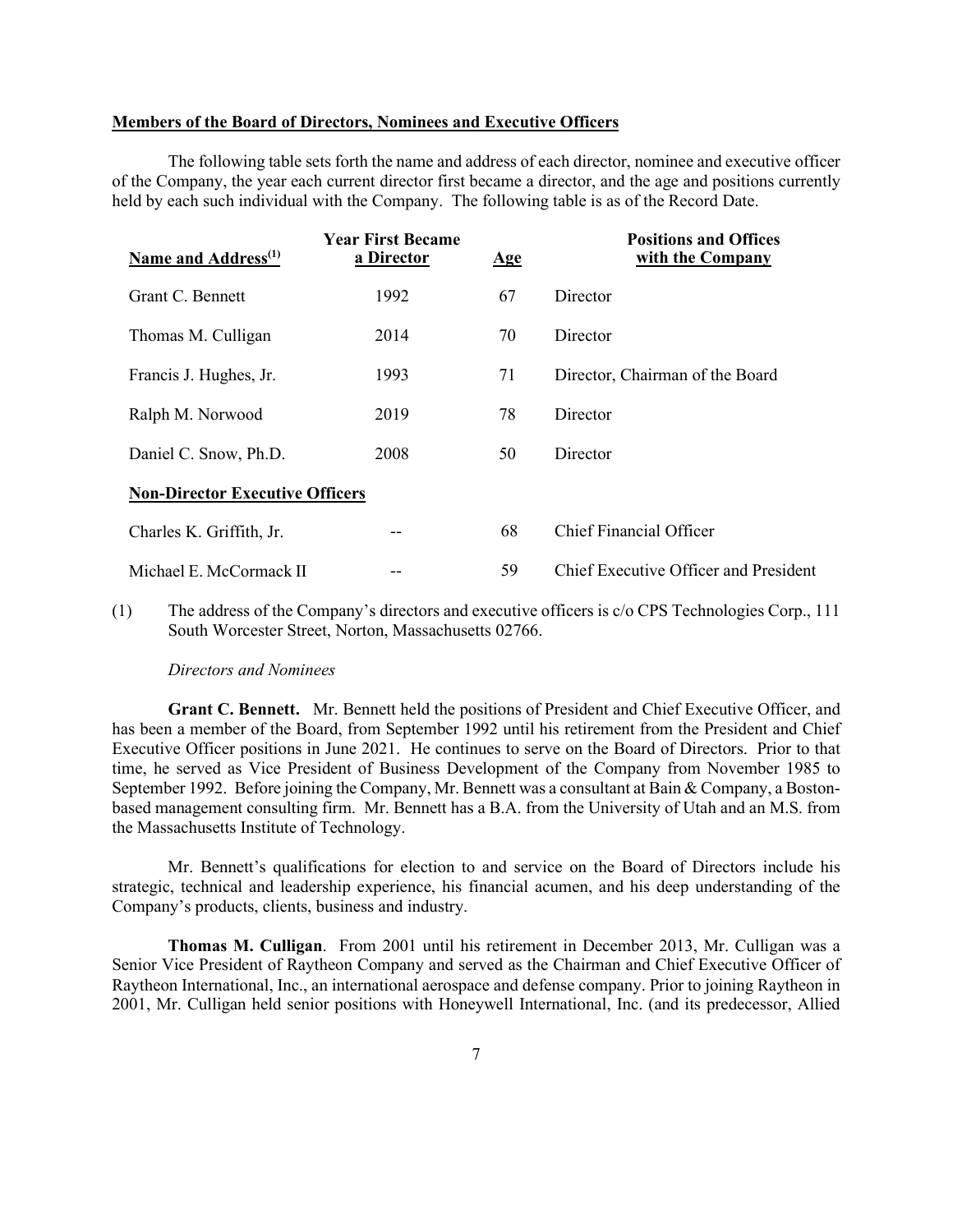**Members of the Board of Directors, Nominees and Executive Officers**

The following table sets forth the name and address of each director, nominee and executive officer of the Company, the year each current director first became a director, and the age and positions currently held by each such individual with the Company. The following table is as of the Record Date.

| Name and Address[(1)] | Year First Became a Director | Age | Positions and Offices with the Company |
|---|---|---|---|
| Grant C. Bennett | 1992 | 67 | Director |
| Thomas M. Culligan | 2014 | 70 | Director |
| Francis J. Hughes, Jr. | 1993 | 71 | Director, Chairman of the Board |
| Ralph M. Norwood | 2019 | 78 | Director |
| Daniel C. Snow, Ph.D. | 2008 | 50 | Director |
| **Non-Director Executive Officers** | | | |
| Charles K. Griffith, Jr. | -- | 68 | Chief Financial Officer |
| Michael E. McCormack II | -- | 59 | Chief Executive Officer and President |

(1) The address of the Company's directors and executive officers is c/o CPS Technologies Corp., 111 South Worcester Street, Norton, Massachusetts 02766.

*Directors and Nominees*

**Grant C. Bennett.** Mr. Bennett held the positions of President and Chief Executive Officer, and has been a member of the Board, from September 1992 until his retirement from the President and Chief Executive Officer positions in June 2021. He continues to serve on the Board of Directors. Prior to that time, he served as Vice President of Business Development of the Company from November 1985 to September 1992. Before joining the Company, Mr. Bennett was a consultant at Bain & Company, a Boston-based management consulting firm. Mr. Bennett has a B.A. from the University of Utah and an M.S. from the Massachusetts Institute of Technology.

Mr. Bennett's qualifications for election to and service on the Board of Directors include his strategic, technical and leadership experience, his financial acumen, and his deep understanding of the Company's products, clients, business and industry.

**Thomas M. Culligan**. From 2001 until his retirement in December 2013, Mr. Culligan was a Senior Vice President of Raytheon Company and served as the Chairman and Chief Executive Officer of Raytheon International, Inc., an international aerospace and defense company. Prior to joining Raytheon in 2001, Mr. Culligan held senior positions with Honeywell International, Inc. (and its predecessor, Allied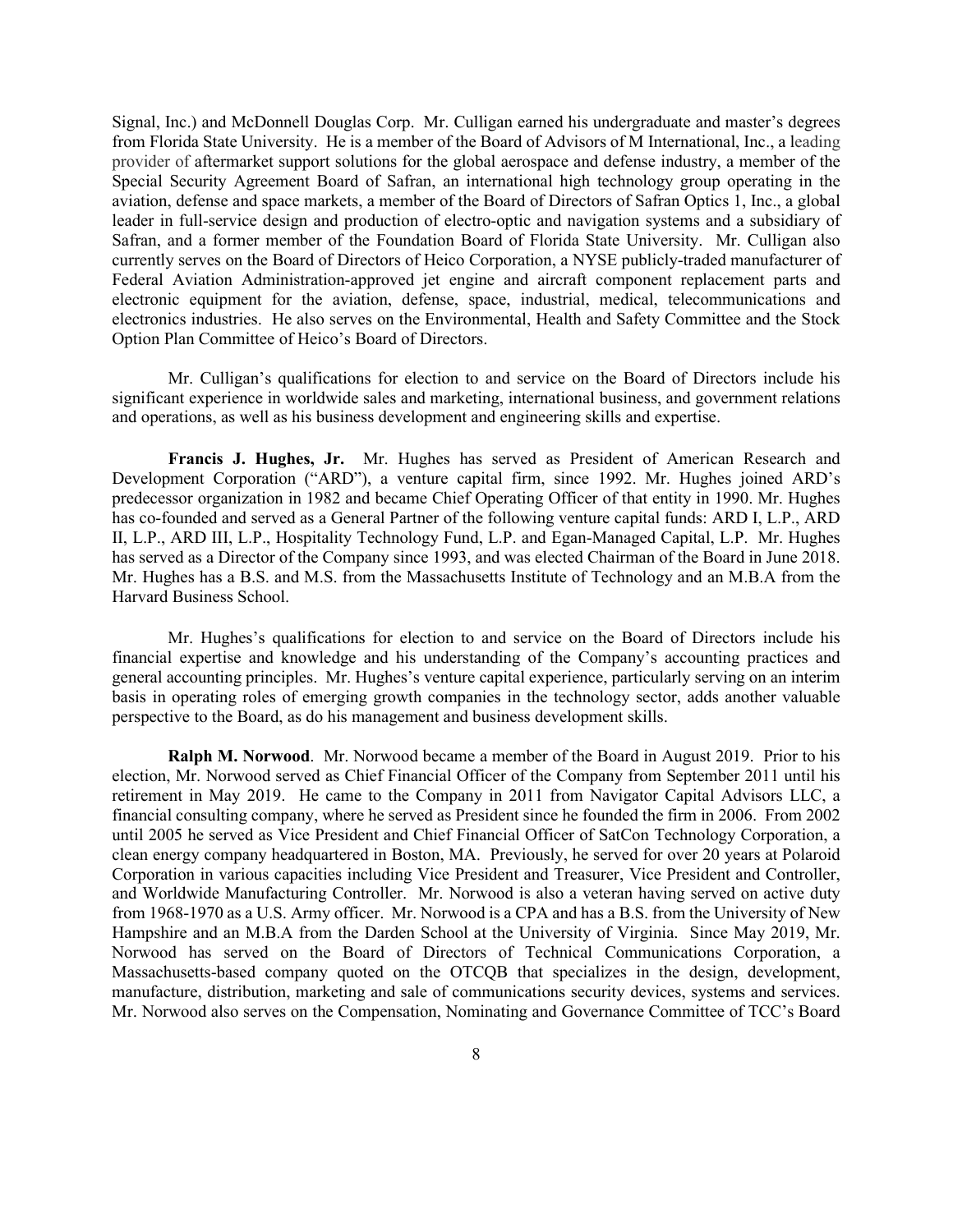Signal, Inc.) and McDonnell Douglas Corp. Mr. Culligan earned his undergraduate and master's degrees from Florida State University. He is a member of the Board of Advisors of M International, Inc., a leading provider of aftermarket support solutions for the global aerospace and defense industry, a member of the Special Security Agreement Board of Safran, an international high technology group operating in the aviation, defense and space markets, a member of the Board of Directors of Safran Optics 1, Inc., a global leader in full-service design and production of electro-optic and navigation systems and a subsidiary of Safran, and a former member of the Foundation Board of Florida State University. Mr. Culligan also currently serves on the Board of Directors of Heico Corporation, a NYSE publicly-traded manufacturer of Federal Aviation Administration-approved jet engine and aircraft component replacement parts and electronic equipment for the aviation, defense, space, industrial, medical, telecommunications and electronics industries. He also serves on the Environmental, Health and Safety Committee and the Stock Option Plan Committee of Heico's Board of Directors.

Mr. Culligan's qualifications for election to and service on the Board of Directors include his significant experience in worldwide sales and marketing, international business, and government relations and operations, as well as his business development and engineering skills and expertise.

**Francis J. Hughes, Jr.** Mr. Hughes has served as President of American Research and Development Corporation ("ARD"), a venture capital firm, since 1992. Mr. Hughes joined ARD's predecessor organization in 1982 and became Chief Operating Officer of that entity in 1990. Mr. Hughes has co-founded and served as a General Partner of the following venture capital funds: ARD I, L.P., ARD II, L.P., ARD III, L.P., Hospitality Technology Fund, L.P. and Egan-Managed Capital, L.P. Mr. Hughes has served as a Director of the Company since 1993, and was elected Chairman of the Board in June 2018. Mr. Hughes has a B.S. and M.S. from the Massachusetts Institute of Technology and an M.B.A from the Harvard Business School.

Mr. Hughes's qualifications for election to and service on the Board of Directors include his financial expertise and knowledge and his understanding of the Company's accounting practices and general accounting principles. Mr. Hughes's venture capital experience, particularly serving on an interim basis in operating roles of emerging growth companies in the technology sector, adds another valuable perspective to the Board, as do his management and business development skills.

**Ralph M. Norwood**. Mr. Norwood became a member of the Board in August 2019. Prior to his election, Mr. Norwood served as Chief Financial Officer of the Company from September 2011 until his retirement in May 2019. He came to the Company in 2011 from Navigator Capital Advisors LLC, a financial consulting company, where he served as President since he founded the firm in 2006. From 2002 until 2005 he served as Vice President and Chief Financial Officer of SatCon Technology Corporation, a clean energy company headquartered in Boston, MA. Previously, he served for over 20 years at Polaroid Corporation in various capacities including Vice President and Treasurer, Vice President and Controller, and Worldwide Manufacturing Controller. Mr. Norwood is also a veteran having served on active duty from 1968-1970 as a U.S. Army officer. Mr. Norwood is a CPA and has a B.S. from the University of New Hampshire and an M.B.A from the Darden School at the University of Virginia. Since May 2019, Mr. Norwood has served on the Board of Directors of Technical Communications Corporation, a Massachusetts-based company quoted on the OTCQB that specializes in the design, development, manufacture, distribution, marketing and sale of communications security devices, systems and services. Mr. Norwood also serves on the Compensation, Nominating and Governance Committee of TCC's Board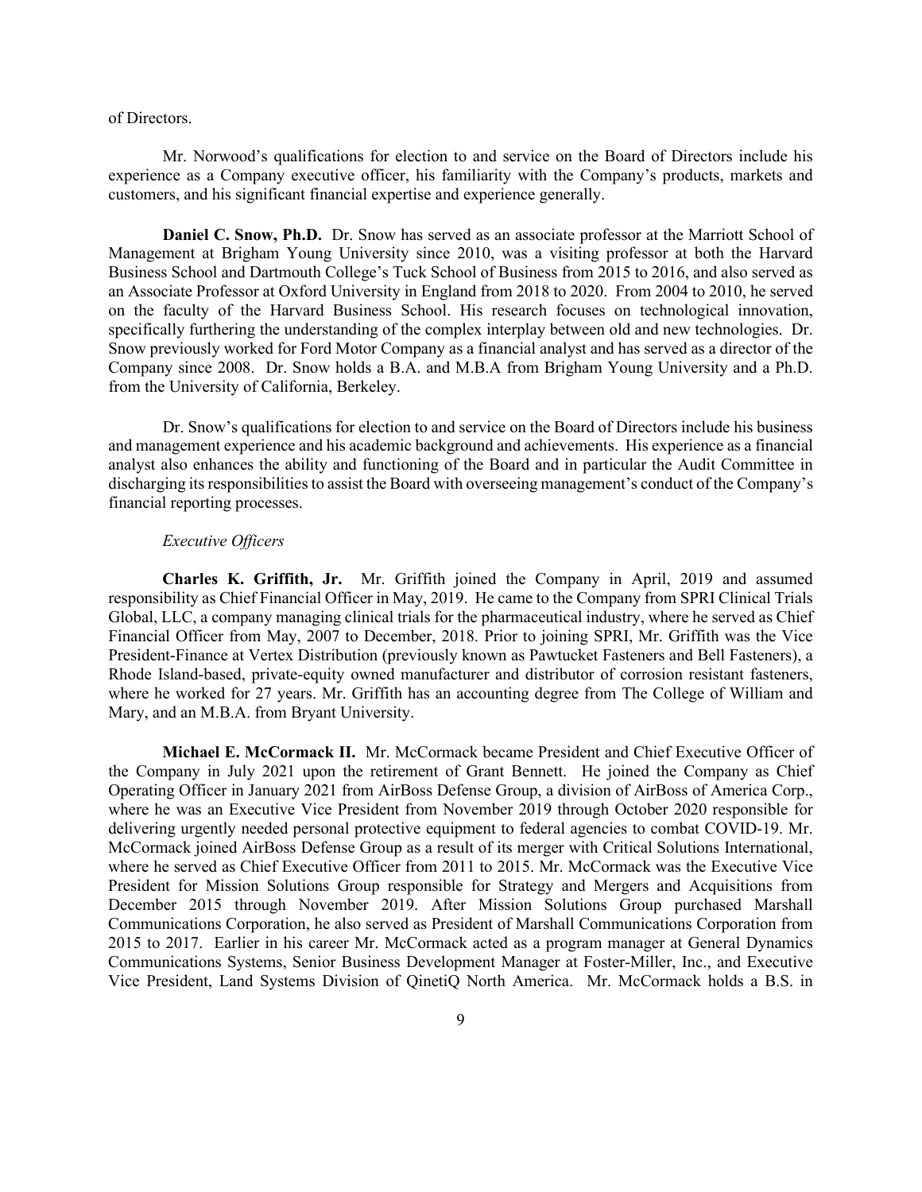of Directors.

Mr. Norwood's qualifications for election to and service on the Board of Directors include his experience as a Company executive officer, his familiarity with the Company's products, markets and customers, and his significant financial expertise and experience generally.

**Daniel C. Snow, Ph.D.** Dr. Snow has served as an associate professor at the Marriott School of Management at Brigham Young University since 2010, was a visiting professor at both the Harvard Business School and Dartmouth College's Tuck School of Business from 2015 to 2016, and also served as an Associate Professor at Oxford University in England from 2018 to 2020. From 2004 to 2010, he served on the faculty of the Harvard Business School. His research focuses on technological innovation, specifically furthering the understanding of the complex interplay between old and new technologies. Dr. Snow previously worked for Ford Motor Company as a financial analyst and has served as a director of the Company since 2008. Dr. Snow holds a B.A. and M.B.A from Brigham Young University and a Ph.D. from the University of California, Berkeley.

Dr. Snow's qualifications for election to and service on the Board of Directors include his business and management experience and his academic background and achievements. His experience as a financial analyst also enhances the ability and functioning of the Board and in particular the Audit Committee in discharging its responsibilities to assist the Board with overseeing management's conduct of the Company's financial reporting processes.

*Executive Officers*

**Charles K. Griffith, Jr.** Mr. Griffith joined the Company in April, 2019 and assumed responsibility as Chief Financial Officer in May, 2019. He came to the Company from SPRI Clinical Trials Global, LLC, a company managing clinical trials for the pharmaceutical industry, where he served as Chief Financial Officer from May, 2007 to December, 2018. Prior to joining SPRI, Mr. Griffith was the Vice President-Finance at Vertex Distribution (previously known as Pawtucket Fasteners and Bell Fasteners), a Rhode Island-based, private-equity owned manufacturer and distributor of corrosion resistant fasteners, where he worked for 27 years. Mr. Griffith has an accounting degree from The College of William and Mary, and an M.B.A. from Bryant University.

**Michael E. McCormack II.** Mr. McCormack became President and Chief Executive Officer of the Company in July 2021 upon the retirement of Grant Bennett. He joined the Company as Chief Operating Officer in January 2021 from AirBoss Defense Group, a division of AirBoss of America Corp., where he was an Executive Vice President from November 2019 through October 2020 responsible for delivering urgently needed personal protective equipment to federal agencies to combat COVID-19. Mr. McCormack joined AirBoss Defense Group as a result of its merger with Critical Solutions International, where he served as Chief Executive Officer from 2011 to 2015. Mr. McCormack was the Executive Vice President for Mission Solutions Group responsible for Strategy and Mergers and Acquisitions from December 2015 through November 2019. After Mission Solutions Group purchased Marshall Communications Corporation, he also served as President of Marshall Communications Corporation from 2015 to 2017. Earlier in his career Mr. McCormack acted as a program manager at General Dynamics Communications Systems, Senior Business Development Manager at Foster-Miller, Inc., and Executive Vice President, Land Systems Division of QinetiQ North America. Mr. McCormack holds a B.S. in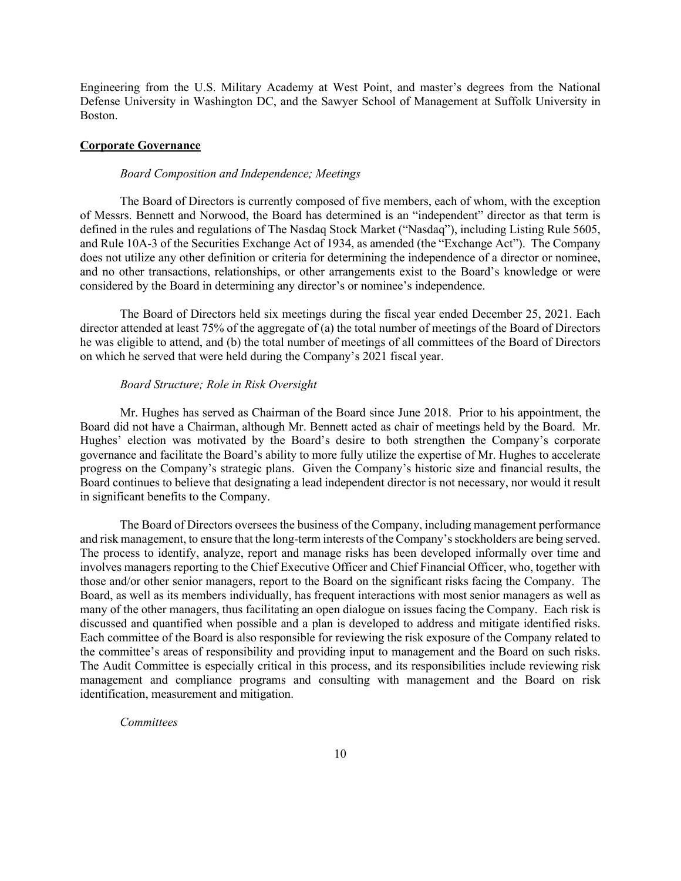Engineering from the U.S. Military Academy at West Point, and master's degrees from the National Defense University in Washington DC, and the Sawyer School of Management at Suffolk University in Boston.

## **Corporate Governance**

### *Board Composition and Independence; Meetings*

The Board of Directors is currently composed of five members, each of whom, with the exception of Messrs. Bennett and Norwood, the Board has determined is an "independent" director as that term is defined in the rules and regulations of The Nasdaq Stock Market ("Nasdaq"), including Listing Rule 5605, and Rule 10A-3 of the Securities Exchange Act of 1934, as amended (the "Exchange Act"). The Company does not utilize any other definition or criteria for determining the independence of a director or nominee, and no other transactions, relationships, or other arrangements exist to the Board's knowledge or were considered by the Board in determining any director's or nominee's independence.

The Board of Directors held six meetings during the fiscal year ended December 25, 2021. Each director attended at least 75% of the aggregate of (a) the total number of meetings of the Board of Directors he was eligible to attend, and (b) the total number of meetings of all committees of the Board of Directors on which he served that were held during the Company's 2021 fiscal year.

### *Board Structure; Role in Risk Oversight*

Mr. Hughes has served as Chairman of the Board since June 2018. Prior to his appointment, the Board did not have a Chairman, although Mr. Bennett acted as chair of meetings held by the Board. Mr. Hughes' election was motivated by the Board's desire to both strengthen the Company's corporate governance and facilitate the Board's ability to more fully utilize the expertise of Mr. Hughes to accelerate progress on the Company's strategic plans. Given the Company's historic size and financial results, the Board continues to believe that designating a lead independent director is not necessary, nor would it result in significant benefits to the Company.

The Board of Directors oversees the business of the Company, including management performance and risk management, to ensure that the long-term interests of the Company's stockholders are being served. The process to identify, analyze, report and manage risks has been developed informally over time and involves managers reporting to the Chief Executive Officer and Chief Financial Officer, who, together with those and/or other senior managers, report to the Board on the significant risks facing the Company. The Board, as well as its members individually, has frequent interactions with most senior managers as well as many of the other managers, thus facilitating an open dialogue on issues facing the Company. Each risk is discussed and quantified when possible and a plan is developed to address and mitigate identified risks. Each committee of the Board is also responsible for reviewing the risk exposure of the Company related to the committee's areas of responsibility and providing input to management and the Board on such risks. The Audit Committee is especially critical in this process, and its responsibilities include reviewing risk management and compliance programs and consulting with management and the Board on risk identification, measurement and mitigation.

### *Committees*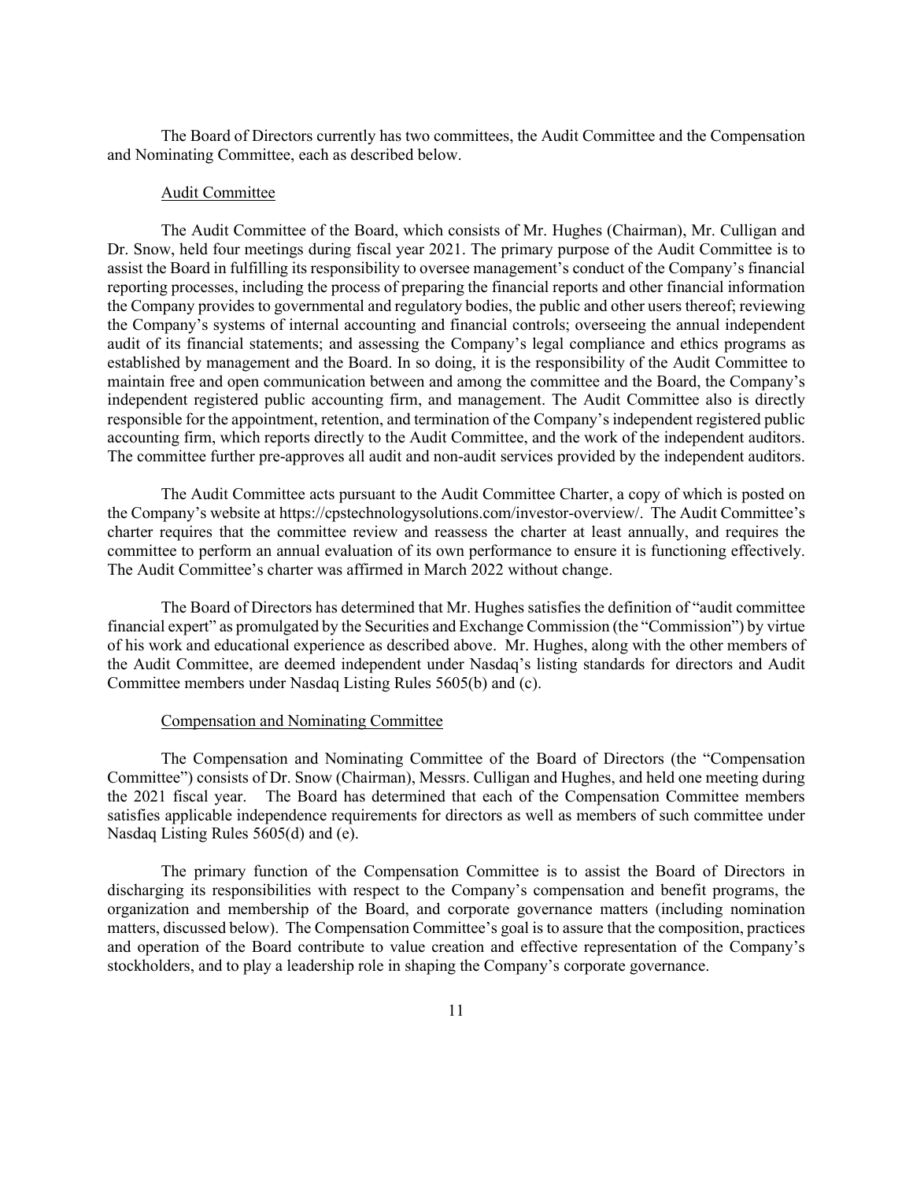The Board of Directors currently has two committees, the Audit Committee and the Compensation and Nominating Committee, each as described below.

### Audit Committee

The Audit Committee of the Board, which consists of Mr. Hughes (Chairman), Mr. Culligan and Dr. Snow, held four meetings during fiscal year 2021. The primary purpose of the Audit Committee is to assist the Board in fulfilling its responsibility to oversee management's conduct of the Company's financial reporting processes, including the process of preparing the financial reports and other financial information the Company provides to governmental and regulatory bodies, the public and other users thereof; reviewing the Company's systems of internal accounting and financial controls; overseeing the annual independent audit of its financial statements; and assessing the Company's legal compliance and ethics programs as established by management and the Board. In so doing, it is the responsibility of the Audit Committee to maintain free and open communication between and among the committee and the Board, the Company's independent registered public accounting firm, and management. The Audit Committee also is directly responsible for the appointment, retention, and termination of the Company's independent registered public accounting firm, which reports directly to the Audit Committee, and the work of the independent auditors. The committee further pre-approves all audit and non-audit services provided by the independent auditors.

The Audit Committee acts pursuant to the Audit Committee Charter, a copy of which is posted on the Company's website at https://cpstechnologysolutions.com/investor-overview/. The Audit Committee's charter requires that the committee review and reassess the charter at least annually, and requires the committee to perform an annual evaluation of its own performance to ensure it is functioning effectively. The Audit Committee's charter was affirmed in March 2022 without change.

The Board of Directors has determined that Mr. Hughes satisfies the definition of "audit committee financial expert" as promulgated by the Securities and Exchange Commission (the "Commission") by virtue of his work and educational experience as described above. Mr. Hughes, along with the other members of the Audit Committee, are deemed independent under Nasdaq's listing standards for directors and Audit Committee members under Nasdaq Listing Rules 5605(b) and (c).

### Compensation and Nominating Committee

The Compensation and Nominating Committee of the Board of Directors (the "Compensation Committee") consists of Dr. Snow (Chairman), Messrs. Culligan and Hughes, and held one meeting during the 2021 fiscal year. The Board has determined that each of the Compensation Committee members satisfies applicable independence requirements for directors as well as members of such committee under Nasdaq Listing Rules 5605(d) and (e).

The primary function of the Compensation Committee is to assist the Board of Directors in discharging its responsibilities with respect to the Company's compensation and benefit programs, the organization and membership of the Board, and corporate governance matters (including nomination matters, discussed below). The Compensation Committee's goal is to assure that the composition, practices and operation of the Board contribute to value creation and effective representation of the Company's stockholders, and to play a leadership role in shaping the Company's corporate governance.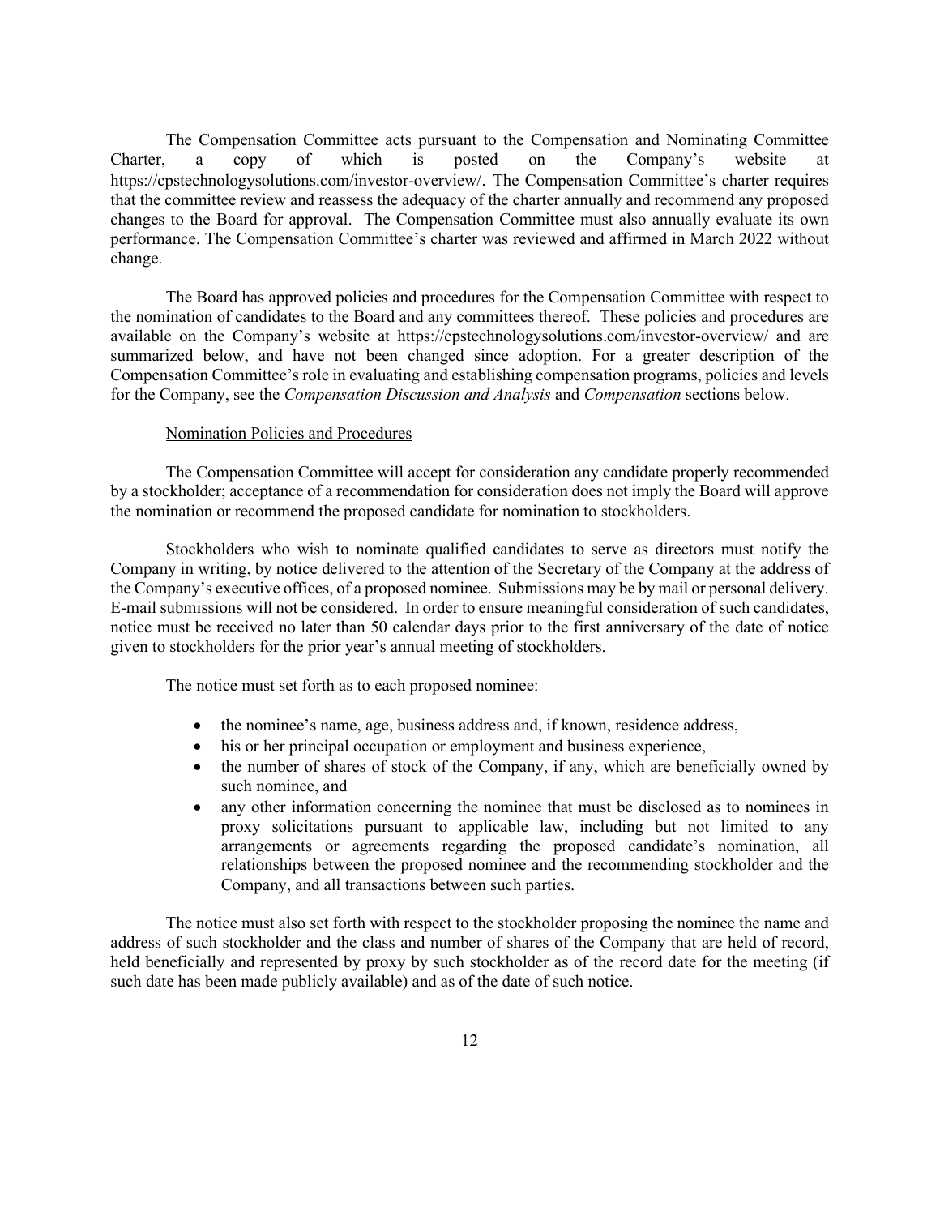The Compensation Committee acts pursuant to the Compensation and Nominating Committee Charter, a copy of which is posted on the Company's website at https://cpstechnologysolutions.com/investor-overview/. The Compensation Committee's charter requires that the committee review and reassess the adequacy of the charter annually and recommend any proposed changes to the Board for approval. The Compensation Committee must also annually evaluate its own performance. The Compensation Committee's charter was reviewed and affirmed in March 2022 without change.

The Board has approved policies and procedures for the Compensation Committee with respect to the nomination of candidates to the Board and any committees thereof. These policies and procedures are available on the Company's website at https://cpstechnologysolutions.com/investor-overview/ and are summarized below, and have not been changed since adoption. For a greater description of the Compensation Committee's role in evaluating and establishing compensation programs, policies and levels for the Company, see the *Compensation Discussion and Analysis* and *Compensation* sections below.

Nomination Policies and Procedures

The Compensation Committee will accept for consideration any candidate properly recommended by a stockholder; acceptance of a recommendation for consideration does not imply the Board will approve the nomination or recommend the proposed candidate for nomination to stockholders.

Stockholders who wish to nominate qualified candidates to serve as directors must notify the Company in writing, by notice delivered to the attention of the Secretary of the Company at the address of the Company's executive offices, of a proposed nominee. Submissions may be by mail or personal delivery. E-mail submissions will not be considered. In order to ensure meaningful consideration of such candidates, notice must be received no later than 50 calendar days prior to the first anniversary of the date of notice given to stockholders for the prior year's annual meeting of stockholders.

The notice must set forth as to each proposed nominee:

- the nominee's name, age, business address and, if known, residence address,
- his or her principal occupation or employment and business experience,
- the number of shares of stock of the Company, if any, which are beneficially owned by such nominee, and
- any other information concerning the nominee that must be disclosed as to nominees in proxy solicitations pursuant to applicable law, including but not limited to any arrangements or agreements regarding the proposed candidate's nomination, all relationships between the proposed nominee and the recommending stockholder and the Company, and all transactions between such parties.

The notice must also set forth with respect to the stockholder proposing the nominee the name and address of such stockholder and the class and number of shares of the Company that are held of record, held beneficially and represented by proxy by such stockholder as of the record date for the meeting (if such date has been made publicly available) and as of the date of such notice.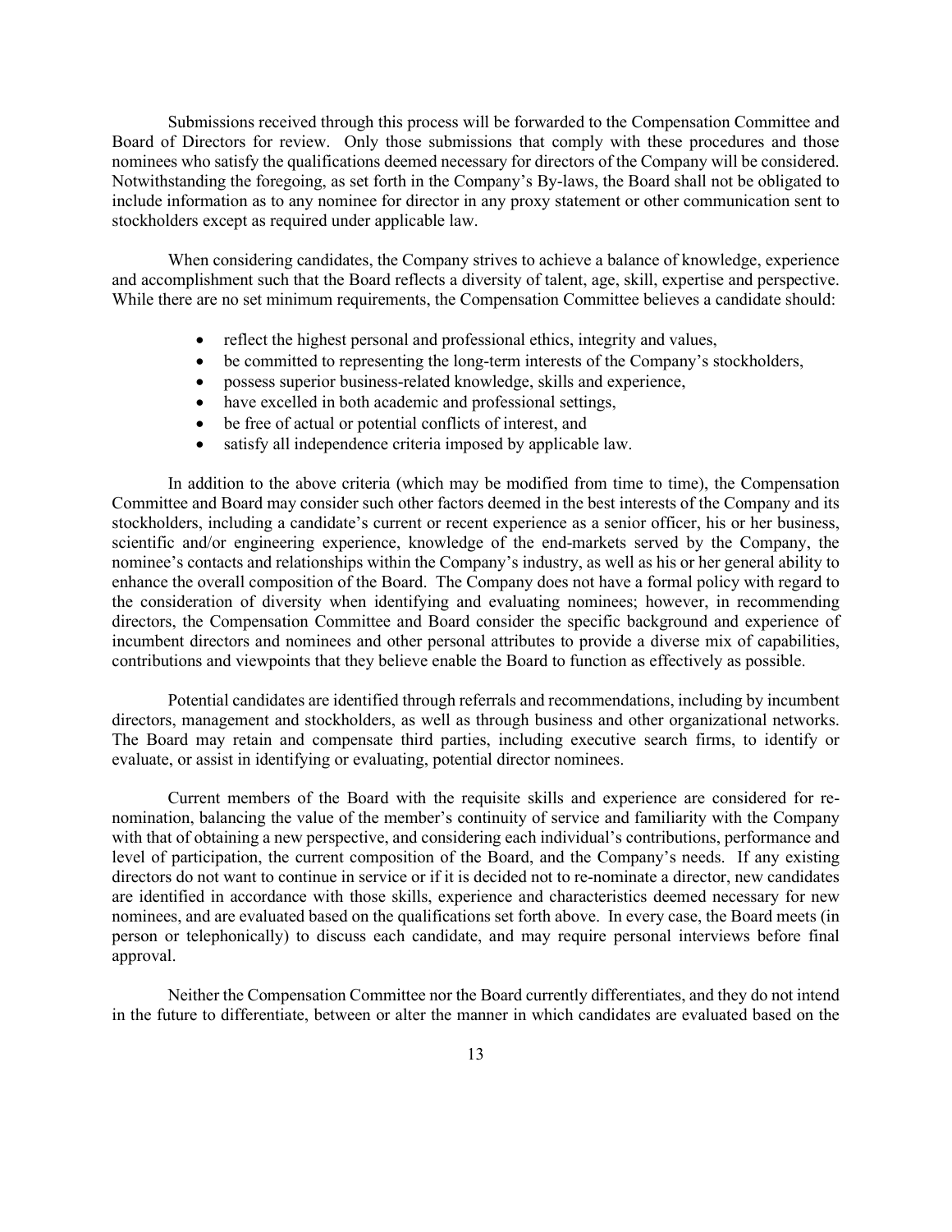Submissions received through this process will be forwarded to the Compensation Committee and Board of Directors for review. Only those submissions that comply with these procedures and those nominees who satisfy the qualifications deemed necessary for directors of the Company will be considered. Notwithstanding the foregoing, as set forth in the Company's By-laws, the Board shall not be obligated to include information as to any nominee for director in any proxy statement or other communication sent to stockholders except as required under applicable law.

When considering candidates, the Company strives to achieve a balance of knowledge, experience and accomplishment such that the Board reflects a diversity of talent, age, skill, expertise and perspective. While there are no set minimum requirements, the Compensation Committee believes a candidate should:

- reflect the highest personal and professional ethics, integrity and values,
- be committed to representing the long-term interests of the Company's stockholders,
- possess superior business-related knowledge, skills and experience,
- have excelled in both academic and professional settings,
- be free of actual or potential conflicts of interest, and
- satisfy all independence criteria imposed by applicable law.

In addition to the above criteria (which may be modified from time to time), the Compensation Committee and Board may consider such other factors deemed in the best interests of the Company and its stockholders, including a candidate's current or recent experience as a senior officer, his or her business, scientific and/or engineering experience, knowledge of the end-markets served by the Company, the nominee's contacts and relationships within the Company's industry, as well as his or her general ability to enhance the overall composition of the Board. The Company does not have a formal policy with regard to the consideration of diversity when identifying and evaluating nominees; however, in recommending directors, the Compensation Committee and Board consider the specific background and experience of incumbent directors and nominees and other personal attributes to provide a diverse mix of capabilities, contributions and viewpoints that they believe enable the Board to function as effectively as possible.

Potential candidates are identified through referrals and recommendations, including by incumbent directors, management and stockholders, as well as through business and other organizational networks. The Board may retain and compensate third parties, including executive search firms, to identify or evaluate, or assist in identifying or evaluating, potential director nominees.

Current members of the Board with the requisite skills and experience are considered for re-nomination, balancing the value of the member's continuity of service and familiarity with the Company with that of obtaining a new perspective, and considering each individual's contributions, performance and level of participation, the current composition of the Board, and the Company's needs. If any existing directors do not want to continue in service or if it is decided not to re-nominate a director, new candidates are identified in accordance with those skills, experience and characteristics deemed necessary for new nominees, and are evaluated based on the qualifications set forth above. In every case, the Board meets (in person or telephonically) to discuss each candidate, and may require personal interviews before final approval.

Neither the Compensation Committee nor the Board currently differentiates, and they do not intend in the future to differentiate, between or alter the manner in which candidates are evaluated based on the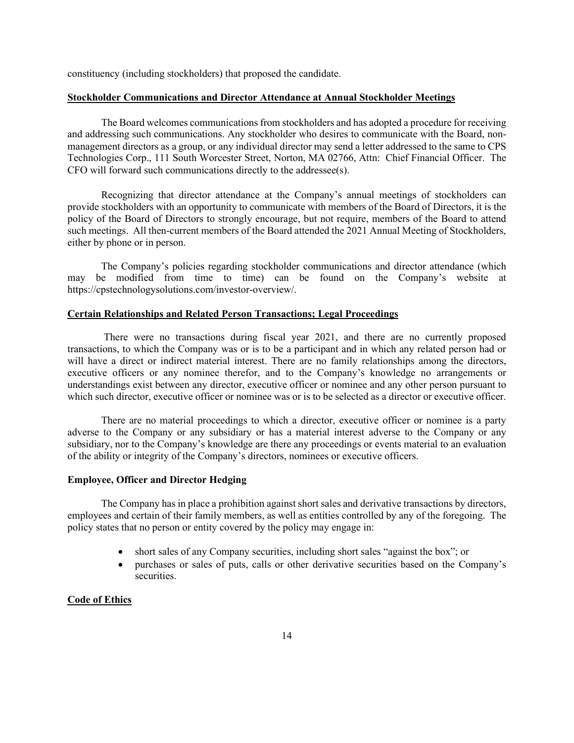constituency (including stockholders) that proposed the candidate.

## Stockholder Communications and Director Attendance at Annual Stockholder Meetings

The Board welcomes communications from stockholders and has adopted a procedure for receiving and addressing such communications. Any stockholder who desires to communicate with the Board, non-management directors as a group, or any individual director may send a letter addressed to the same to CPS Technologies Corp., 111 South Worcester Street, Norton, MA 02766, Attn: Chief Financial Officer. The CFO will forward such communications directly to the addressee(s).

Recognizing that director attendance at the Company's annual meetings of stockholders can provide stockholders with an opportunity to communicate with members of the Board of Directors, it is the policy of the Board of Directors to strongly encourage, but not require, members of the Board to attend such meetings. All then-current members of the Board attended the 2021 Annual Meeting of Stockholders, either by phone or in person.

The Company's policies regarding stockholder communications and director attendance (which may be modified from time to time) can be found on the Company's website at https://cpstechnologysolutions.com/investor-overview/.

## Certain Relationships and Related Person Transactions; Legal Proceedings

There were no transactions during fiscal year 2021, and there are no currently proposed transactions, to which the Company was or is to be a participant and in which any related person had or will have a direct or indirect material interest. There are no family relationships among the directors, executive officers or any nominee therefor, and to the Company's knowledge no arrangements or understandings exist between any director, executive officer or nominee and any other person pursuant to which such director, executive officer or nominee was or is to be selected as a director or executive officer.

There are no material proceedings to which a director, executive officer or nominee is a party adverse to the Company or any subsidiary or has a material interest adverse to the Company or any subsidiary, nor to the Company's knowledge are there any proceedings or events material to an evaluation of the ability or integrity of the Company's directors, nominees or executive officers.

### Employee, Officer and Director Hedging

The Company has in place a prohibition against short sales and derivative transactions by directors, employees and certain of their family members, as well as entities controlled by any of the foregoing. The policy states that no person or entity covered by the policy may engage in:

- short sales of any Company securities, including short sales "against the box"; or
- purchases or sales of puts, calls or other derivative securities based on the Company's securities.

## Code of Ethics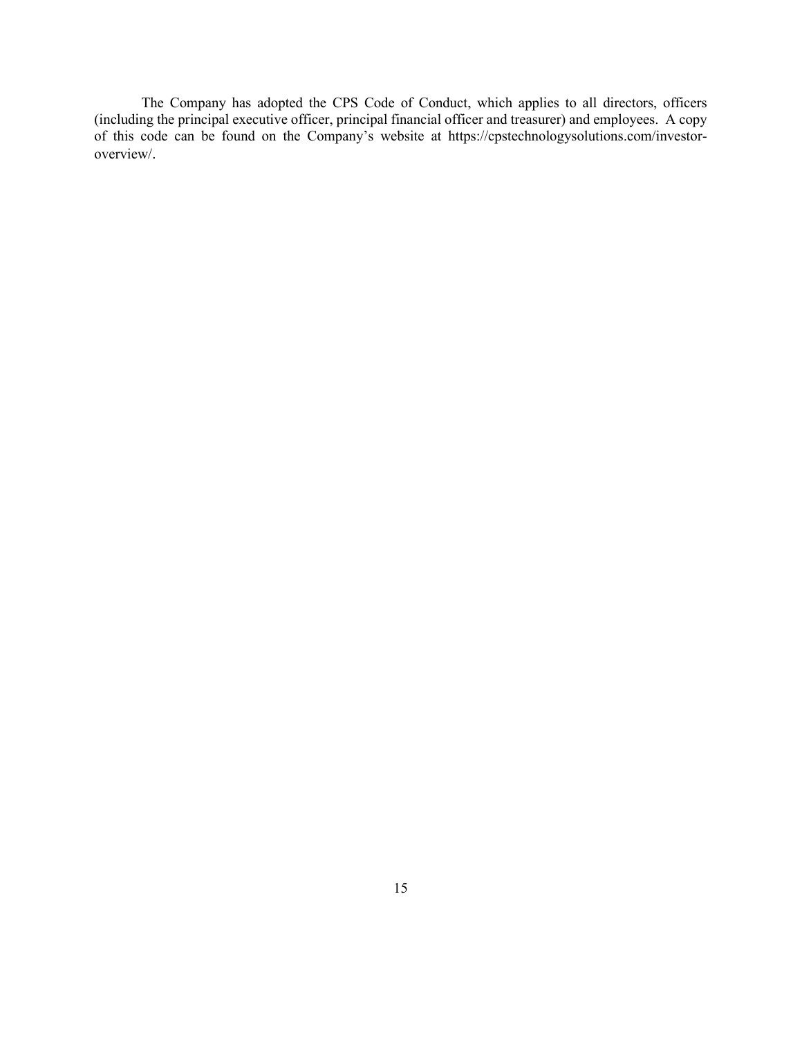The Company has adopted the CPS Code of Conduct, which applies to all directors, officers (including the principal executive officer, principal financial officer and treasurer) and employees. A copy of this code can be found on the Company's website at https://cpstechnologysolutions.com/investor-overview/.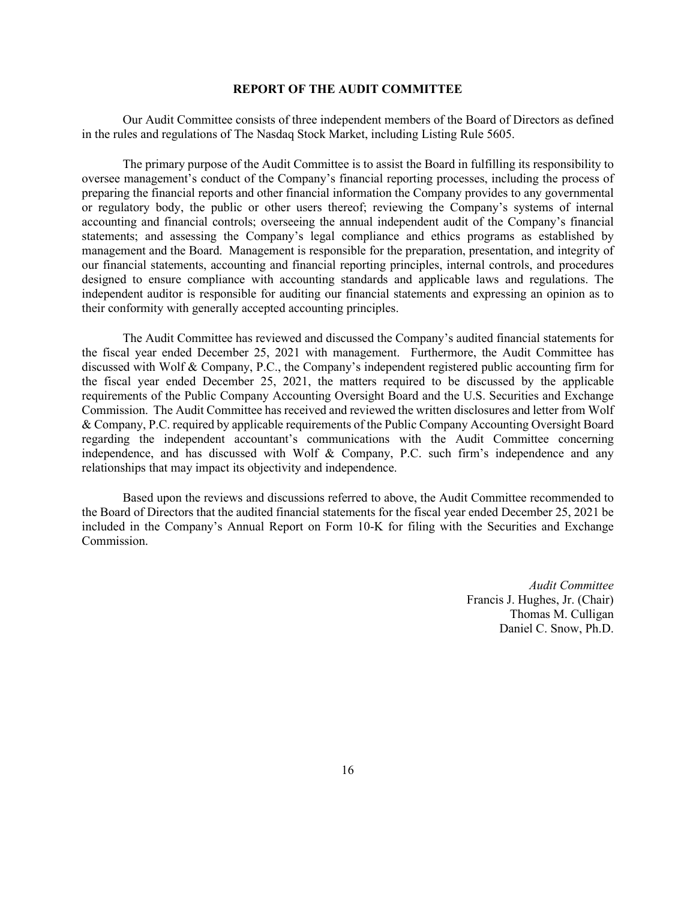## REPORT OF THE AUDIT COMMITTEE

Our Audit Committee consists of three independent members of the Board of Directors as defined in the rules and regulations of The Nasdaq Stock Market, including Listing Rule 5605.

The primary purpose of the Audit Committee is to assist the Board in fulfilling its responsibility to oversee management's conduct of the Company's financial reporting processes, including the process of preparing the financial reports and other financial information the Company provides to any governmental or regulatory body, the public or other users thereof; reviewing the Company's systems of internal accounting and financial controls; overseeing the annual independent audit of the Company's financial statements; and assessing the Company's legal compliance and ethics programs as established by management and the Board. Management is responsible for the preparation, presentation, and integrity of our financial statements, accounting and financial reporting principles, internal controls, and procedures designed to ensure compliance with accounting standards and applicable laws and regulations. The independent auditor is responsible for auditing our financial statements and expressing an opinion as to their conformity with generally accepted accounting principles.

The Audit Committee has reviewed and discussed the Company's audited financial statements for the fiscal year ended December 25, 2021 with management. Furthermore, the Audit Committee has discussed with Wolf & Company, P.C., the Company's independent registered public accounting firm for the fiscal year ended December 25, 2021, the matters required to be discussed by the applicable requirements of the Public Company Accounting Oversight Board and the U.S. Securities and Exchange Commission. The Audit Committee has received and reviewed the written disclosures and letter from Wolf & Company, P.C. required by applicable requirements of the Public Company Accounting Oversight Board regarding the independent accountant's communications with the Audit Committee concerning independence, and has discussed with Wolf & Company, P.C. such firm's independence and any relationships that may impact its objectivity and independence.

Based upon the reviews and discussions referred to above, the Audit Committee recommended to the Board of Directors that the audited financial statements for the fiscal year ended December 25, 2021 be included in the Company's Annual Report on Form 10-K for filing with the Securities and Exchange Commission.

*Audit Committee*
Francis J. Hughes, Jr. (Chair)
Thomas M. Culligan
Daniel C. Snow, Ph.D.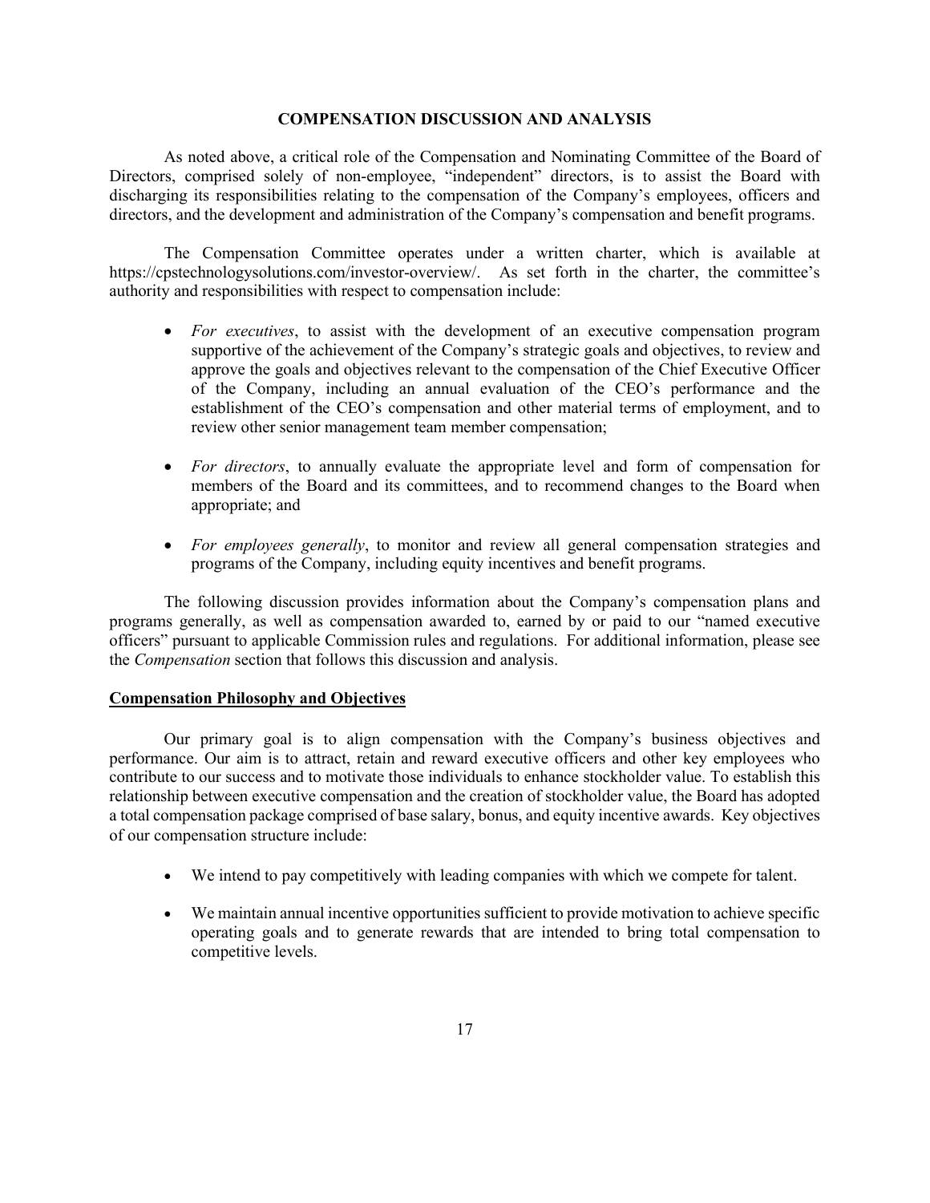# COMPENSATION DISCUSSION AND ANALYSIS

As noted above, a critical role of the Compensation and Nominating Committee of the Board of Directors, comprised solely of non-employee, "independent" directors, is to assist the Board with discharging its responsibilities relating to the compensation of the Company's employees, officers and directors, and the development and administration of the Company's compensation and benefit programs.

The Compensation Committee operates under a written charter, which is available at https://cpstechnologysolutions.com/investor-overview/. As set forth in the charter, the committee's authority and responsibilities with respect to compensation include:

- *For executives*, to assist with the development of an executive compensation program supportive of the achievement of the Company's strategic goals and objectives, to review and approve the goals and objectives relevant to the compensation of the Chief Executive Officer of the Company, including an annual evaluation of the CEO's performance and the establishment of the CEO's compensation and other material terms of employment, and to review other senior management team member compensation;

- *For directors*, to annually evaluate the appropriate level and form of compensation for members of the Board and its committees, and to recommend changes to the Board when appropriate; and

- *For employees generally*, to monitor and review all general compensation strategies and programs of the Company, including equity incentives and benefit programs.

The following discussion provides information about the Company's compensation plans and programs generally, as well as compensation awarded to, earned by or paid to our "named executive officers" pursuant to applicable Commission rules and regulations. For additional information, please see the *Compensation* section that follows this discussion and analysis.

## Compensation Philosophy and Objectives

Our primary goal is to align compensation with the Company's business objectives and performance. Our aim is to attract, retain and reward executive officers and other key employees who contribute to our success and to motivate those individuals to enhance stockholder value. To establish this relationship between executive compensation and the creation of stockholder value, the Board has adopted a total compensation package comprised of base salary, bonus, and equity incentive awards. Key objectives of our compensation structure include:

- We intend to pay competitively with leading companies with which we compete for talent.

- We maintain annual incentive opportunities sufficient to provide motivation to achieve specific operating goals and to generate rewards that are intended to bring total compensation to competitive levels.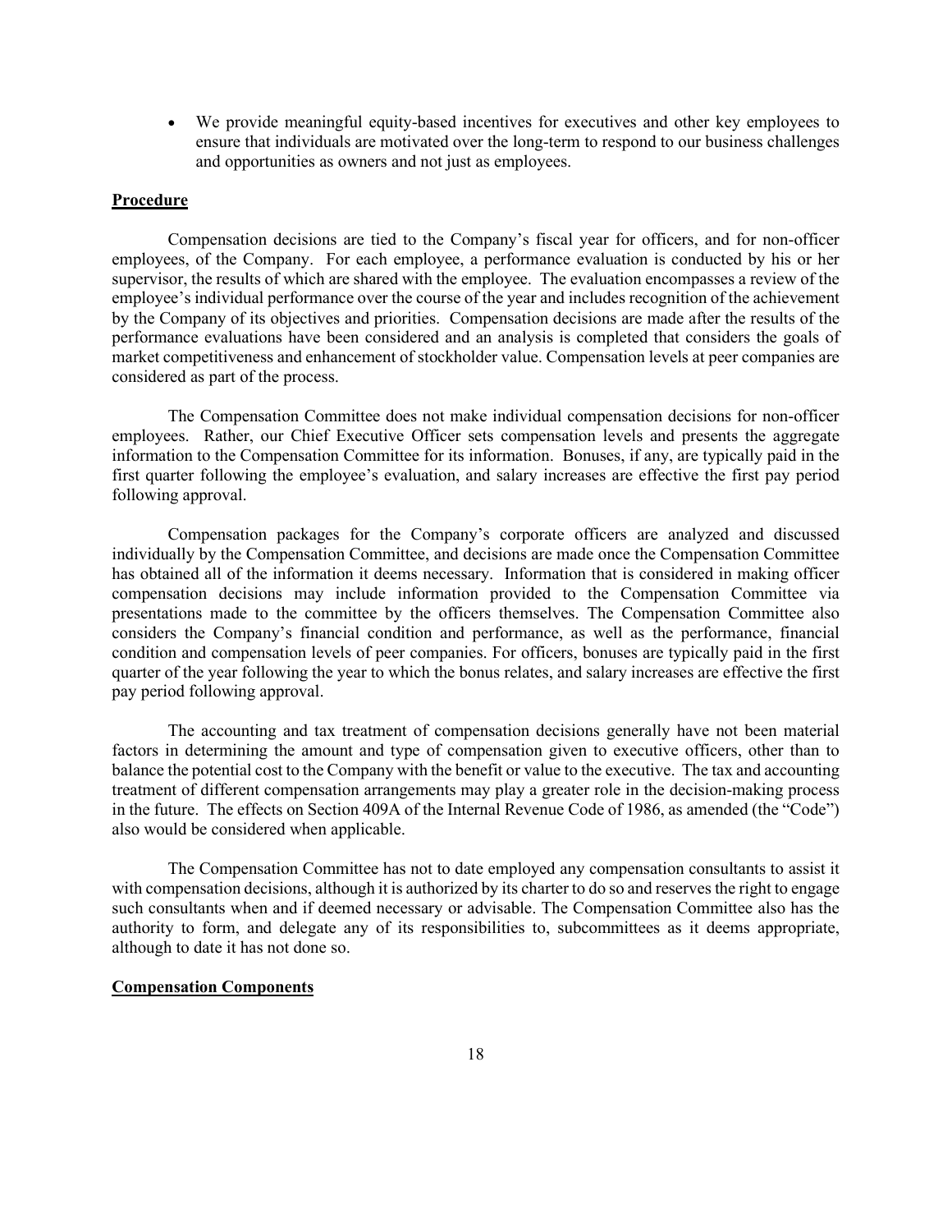- We provide meaningful equity-based incentives for executives and other key employees to ensure that individuals are motivated over the long-term to respond to our business challenges and opportunities as owners and not just as employees.

**Procedure**

Compensation decisions are tied to the Company's fiscal year for officers, and for non-officer employees, of the Company. For each employee, a performance evaluation is conducted by his or her supervisor, the results of which are shared with the employee. The evaluation encompasses a review of the employee's individual performance over the course of the year and includes recognition of the achievement by the Company of its objectives and priorities. Compensation decisions are made after the results of the performance evaluations have been considered and an analysis is completed that considers the goals of market competitiveness and enhancement of stockholder value. Compensation levels at peer companies are considered as part of the process.

The Compensation Committee does not make individual compensation decisions for non-officer employees. Rather, our Chief Executive Officer sets compensation levels and presents the aggregate information to the Compensation Committee for its information. Bonuses, if any, are typically paid in the first quarter following the employee's evaluation, and salary increases are effective the first pay period following approval.

Compensation packages for the Company's corporate officers are analyzed and discussed individually by the Compensation Committee, and decisions are made once the Compensation Committee has obtained all of the information it deems necessary. Information that is considered in making officer compensation decisions may include information provided to the Compensation Committee via presentations made to the committee by the officers themselves. The Compensation Committee also considers the Company's financial condition and performance, as well as the performance, financial condition and compensation levels of peer companies. For officers, bonuses are typically paid in the first quarter of the year following the year to which the bonus relates, and salary increases are effective the first pay period following approval.

The accounting and tax treatment of compensation decisions generally have not been material factors in determining the amount and type of compensation given to executive officers, other than to balance the potential cost to the Company with the benefit or value to the executive. The tax and accounting treatment of different compensation arrangements may play a greater role in the decision-making process in the future. The effects on Section 409A of the Internal Revenue Code of 1986, as amended (the "Code") also would be considered when applicable.

The Compensation Committee has not to date employed any compensation consultants to assist it with compensation decisions, although it is authorized by its charter to do so and reserves the right to engage such consultants when and if deemed necessary or advisable. The Compensation Committee also has the authority to form, and delegate any of its responsibilities to, subcommittees as it deems appropriate, although to date it has not done so.

**Compensation Components**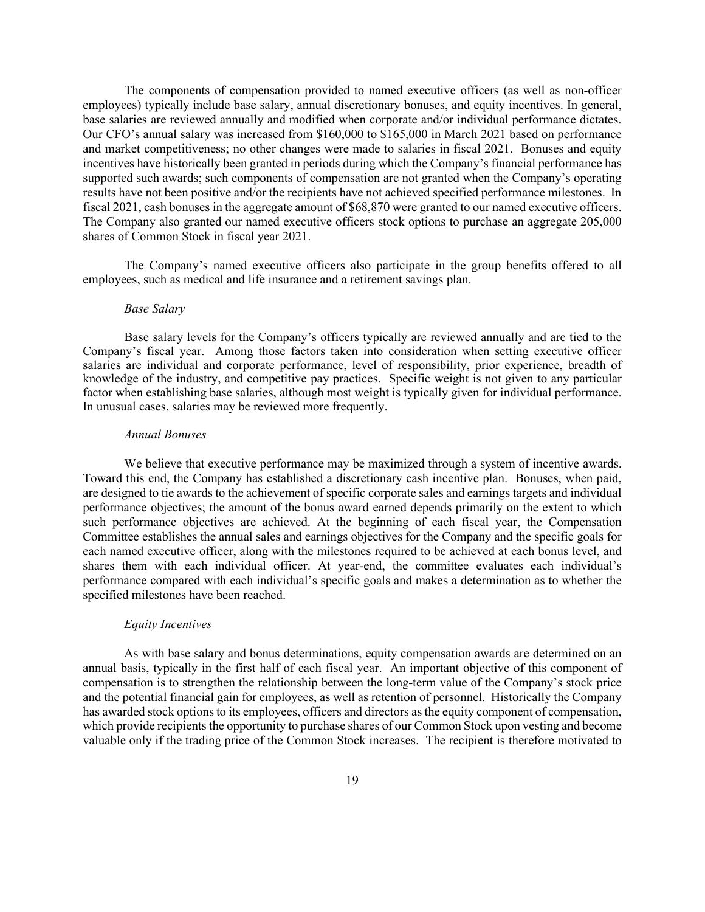The components of compensation provided to named executive officers (as well as non-officer employees) typically include base salary, annual discretionary bonuses, and equity incentives. In general, base salaries are reviewed annually and modified when corporate and/or individual performance dictates. Our CFO's annual salary was increased from $160,000 to $165,000 in March 2021 based on performance and market competitiveness; no other changes were made to salaries in fiscal 2021. Bonuses and equity incentives have historically been granted in periods during which the Company's financial performance has supported such awards; such components of compensation are not granted when the Company's operating results have not been positive and/or the recipients have not achieved specified performance milestones. In fiscal 2021, cash bonuses in the aggregate amount of $68,870 were granted to our named executive officers. The Company also granted our named executive officers stock options to purchase an aggregate 205,000 shares of Common Stock in fiscal year 2021.

The Company's named executive officers also participate in the group benefits offered to all employees, such as medical and life insurance and a retirement savings plan.

*Base Salary*

Base salary levels for the Company's officers typically are reviewed annually and are tied to the Company's fiscal year. Among those factors taken into consideration when setting executive officer salaries are individual and corporate performance, level of responsibility, prior experience, breadth of knowledge of the industry, and competitive pay practices. Specific weight is not given to any particular factor when establishing base salaries, although most weight is typically given for individual performance. In unusual cases, salaries may be reviewed more frequently.

*Annual Bonuses*

We believe that executive performance may be maximized through a system of incentive awards. Toward this end, the Company has established a discretionary cash incentive plan. Bonuses, when paid, are designed to tie awards to the achievement of specific corporate sales and earnings targets and individual performance objectives; the amount of the bonus award earned depends primarily on the extent to which such performance objectives are achieved. At the beginning of each fiscal year, the Compensation Committee establishes the annual sales and earnings objectives for the Company and the specific goals for each named executive officer, along with the milestones required to be achieved at each bonus level, and shares them with each individual officer. At year-end, the committee evaluates each individual's performance compared with each individual's specific goals and makes a determination as to whether the specified milestones have been reached.

*Equity Incentives*

As with base salary and bonus determinations, equity compensation awards are determined on an annual basis, typically in the first half of each fiscal year. An important objective of this component of compensation is to strengthen the relationship between the long-term value of the Company's stock price and the potential financial gain for employees, as well as retention of personnel. Historically the Company has awarded stock options to its employees, officers and directors as the equity component of compensation, which provide recipients the opportunity to purchase shares of our Common Stock upon vesting and become valuable only if the trading price of the Common Stock increases. The recipient is therefore motivated to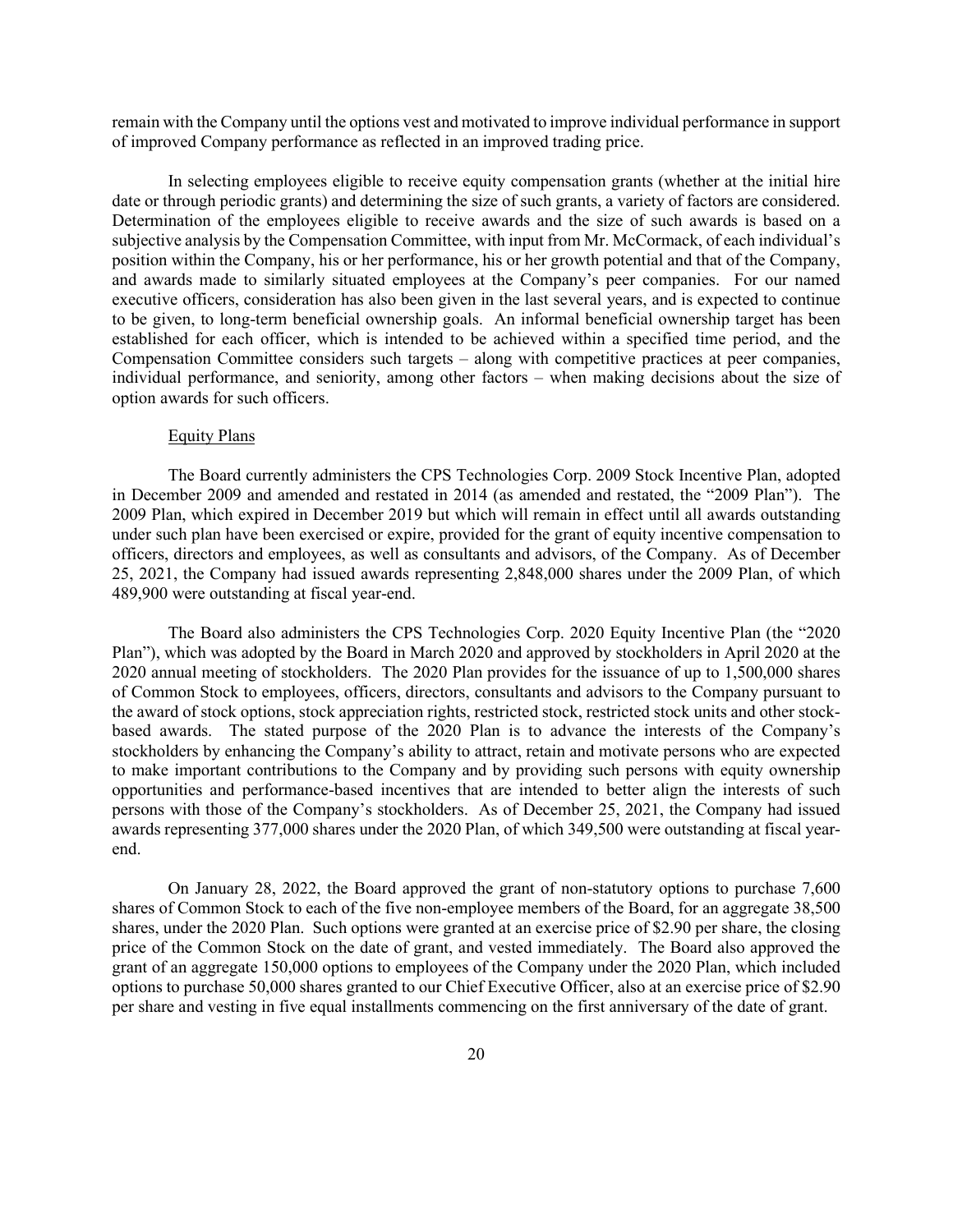remain with the Company until the options vest and motivated to improve individual performance in support of improved Company performance as reflected in an improved trading price.

In selecting employees eligible to receive equity compensation grants (whether at the initial hire date or through periodic grants) and determining the size of such grants, a variety of factors are considered. Determination of the employees eligible to receive awards and the size of such awards is based on a subjective analysis by the Compensation Committee, with input from Mr. McCormack, of each individual's position within the Company, his or her performance, his or her growth potential and that of the Company, and awards made to similarly situated employees at the Company's peer companies. For our named executive officers, consideration has also been given in the last several years, and is expected to continue to be given, to long-term beneficial ownership goals. An informal beneficial ownership target has been established for each officer, which is intended to be achieved within a specified time period, and the Compensation Committee considers such targets – along with competitive practices at peer companies, individual performance, and seniority, among other factors – when making decisions about the size of option awards for such officers.

Equity Plans

The Board currently administers the CPS Technologies Corp. 2009 Stock Incentive Plan, adopted in December 2009 and amended and restated in 2014 (as amended and restated, the "2009 Plan"). The 2009 Plan, which expired in December 2019 but which will remain in effect until all awards outstanding under such plan have been exercised or expire, provided for the grant of equity incentive compensation to officers, directors and employees, as well as consultants and advisors, of the Company. As of December 25, 2021, the Company had issued awards representing 2,848,000 shares under the 2009 Plan, of which 489,900 were outstanding at fiscal year-end.

The Board also administers the CPS Technologies Corp. 2020 Equity Incentive Plan (the "2020 Plan"), which was adopted by the Board in March 2020 and approved by stockholders in April 2020 at the 2020 annual meeting of stockholders. The 2020 Plan provides for the issuance of up to 1,500,000 shares of Common Stock to employees, officers, directors, consultants and advisors to the Company pursuant to the award of stock options, stock appreciation rights, restricted stock, restricted stock units and other stock-based awards. The stated purpose of the 2020 Plan is to advance the interests of the Company's stockholders by enhancing the Company's ability to attract, retain and motivate persons who are expected to make important contributions to the Company and by providing such persons with equity ownership opportunities and performance-based incentives that are intended to better align the interests of such persons with those of the Company's stockholders. As of December 25, 2021, the Company had issued awards representing 377,000 shares under the 2020 Plan, of which 349,500 were outstanding at fiscal year-end.

On January 28, 2022, the Board approved the grant of non-statutory options to purchase 7,600 shares of Common Stock to each of the five non-employee members of the Board, for an aggregate 38,500 shares, under the 2020 Plan. Such options were granted at an exercise price of $2.90 per share, the closing price of the Common Stock on the date of grant, and vested immediately. The Board also approved the grant of an aggregate 150,000 options to employees of the Company under the 2020 Plan, which included options to purchase 50,000 shares granted to our Chief Executive Officer, also at an exercise price of $2.90 per share and vesting in five equal installments commencing on the first anniversary of the date of grant.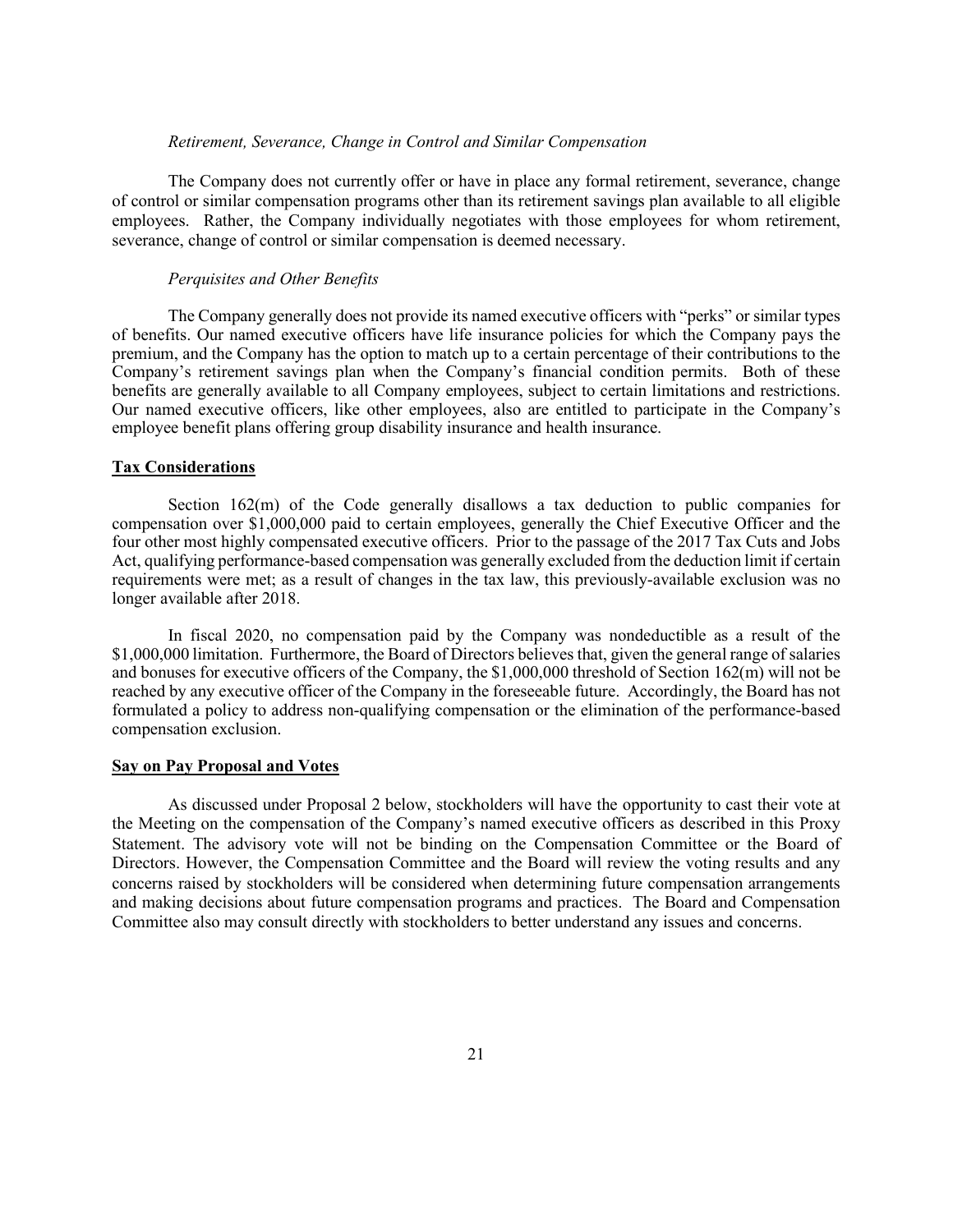*Retirement, Severance, Change in Control and Similar Compensation*

The Company does not currently offer or have in place any formal retirement, severance, change of control or similar compensation programs other than its retirement savings plan available to all eligible employees. Rather, the Company individually negotiates with those employees for whom retirement, severance, change of control or similar compensation is deemed necessary.

*Perquisites and Other Benefits*

The Company generally does not provide its named executive officers with "perks" or similar types of benefits. Our named executive officers have life insurance policies for which the Company pays the premium, and the Company has the option to match up to a certain percentage of their contributions to the Company's retirement savings plan when the Company's financial condition permits. Both of these benefits are generally available to all Company employees, subject to certain limitations and restrictions. Our named executive officers, like other employees, also are entitled to participate in the Company's employee benefit plans offering group disability insurance and health insurance.

## Tax Considerations

Section 162(m) of the Code generally disallows a tax deduction to public companies for compensation over $1,000,000 paid to certain employees, generally the Chief Executive Officer and the four other most highly compensated executive officers. Prior to the passage of the 2017 Tax Cuts and Jobs Act, qualifying performance-based compensation was generally excluded from the deduction limit if certain requirements were met; as a result of changes in the tax law, this previously-available exclusion was no longer available after 2018.

In fiscal 2020, no compensation paid by the Company was nondeductible as a result of the $1,000,000 limitation. Furthermore, the Board of Directors believes that, given the general range of salaries and bonuses for executive officers of the Company, the $1,000,000 threshold of Section 162(m) will not be reached by any executive officer of the Company in the foreseeable future. Accordingly, the Board has not formulated a policy to address non-qualifying compensation or the elimination of the performance-based compensation exclusion.

## Say on Pay Proposal and Votes

As discussed under Proposal 2 below, stockholders will have the opportunity to cast their vote at the Meeting on the compensation of the Company's named executive officers as described in this Proxy Statement. The advisory vote will not be binding on the Compensation Committee or the Board of Directors. However, the Compensation Committee and the Board will review the voting results and any concerns raised by stockholders will be considered when determining future compensation arrangements and making decisions about future compensation programs and practices. The Board and Compensation Committee also may consult directly with stockholders to better understand any issues and concerns.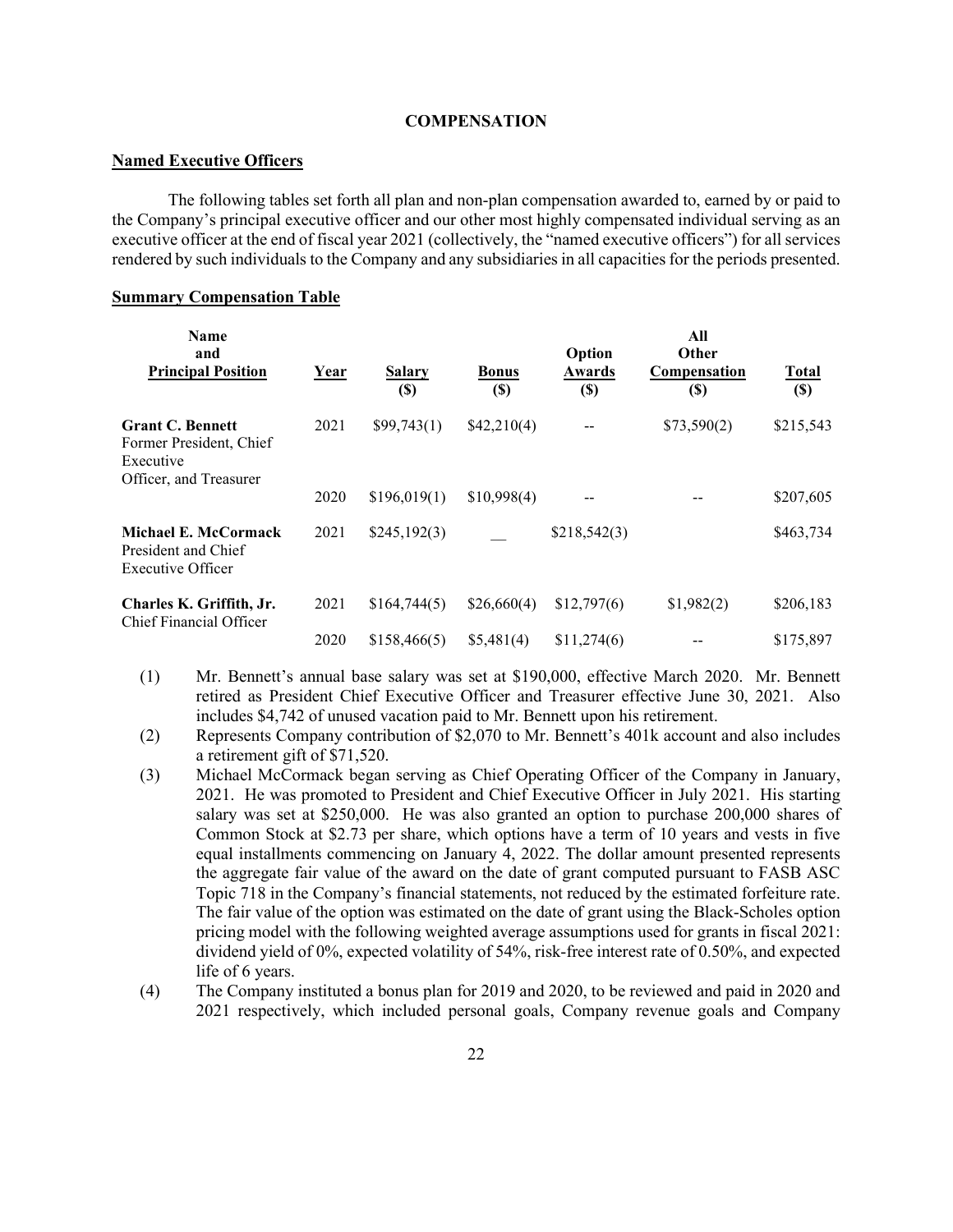**COMPENSATION**

## Named Executive Officers

The following tables set forth all plan and non-plan compensation awarded to, earned by or paid to the Company's principal executive officer and our other most highly compensated individual serving as an executive officer at the end of fiscal year 2021 (collectively, the "named executive officers") for all services rendered by such individuals to the Company and any subsidiaries in all capacities for the periods presented.

## Summary Compensation Table

| Name and Principal Position | Year | Salary ($) | Bonus ($) | Option Awards ($) | All Other Compensation ($) | Total ($) |
|---|---|---|---|---|---|---|
| **Grant C. Bennett** Former President, Chief Executive Officer, and Treasurer | 2021 | $99,743(1) | $42,210(4) | -- | $73,590(2) | $215,543 |
| | 2020 | $196,019(1) | $10,998(4) | -- | -- | $207,605 |
| **Michael E. McCormack** President and Chief Executive Officer | 2021 | $245,192(3) | __ | $218,542(3) | | $463,734 |
| **Charles K. Griffith, Jr.** Chief Financial Officer | 2021 | $164,744(5) | $26,660(4) | $12,797(6) | $1,982(2) | $206,183 |
| | 2020 | $158,466(5) | $5,481(4) | $11,274(6) | -- | $175,897 |

(1) Mr. Bennett's annual base salary was set at $190,000, effective March 2020. Mr. Bennett retired as President Chief Executive Officer and Treasurer effective June 30, 2021. Also includes $4,742 of unused vacation paid to Mr. Bennett upon his retirement.

(2) Represents Company contribution of $2,070 to Mr. Bennett's 401k account and also includes a retirement gift of $71,520.

(3) Michael McCormack began serving as Chief Operating Officer of the Company in January, 2021. He was promoted to President and Chief Executive Officer in July 2021. His starting salary was set at $250,000. He was also granted an option to purchase 200,000 shares of Common Stock at $2.73 per share, which options have a term of 10 years and vests in five equal installments commencing on January 4, 2022. The dollar amount presented represents the aggregate fair value of the award on the date of grant computed pursuant to FASB ASC Topic 718 in the Company's financial statements, not reduced by the estimated forfeiture rate. The fair value of the option was estimated on the date of grant using the Black-Scholes option pricing model with the following weighted average assumptions used for grants in fiscal 2021: dividend yield of 0%, expected volatility of 54%, risk-free interest rate of 0.50%, and expected life of 6 years.

(4) The Company instituted a bonus plan for 2019 and 2020, to be reviewed and paid in 2020 and 2021 respectively, which included personal goals, Company revenue goals and Company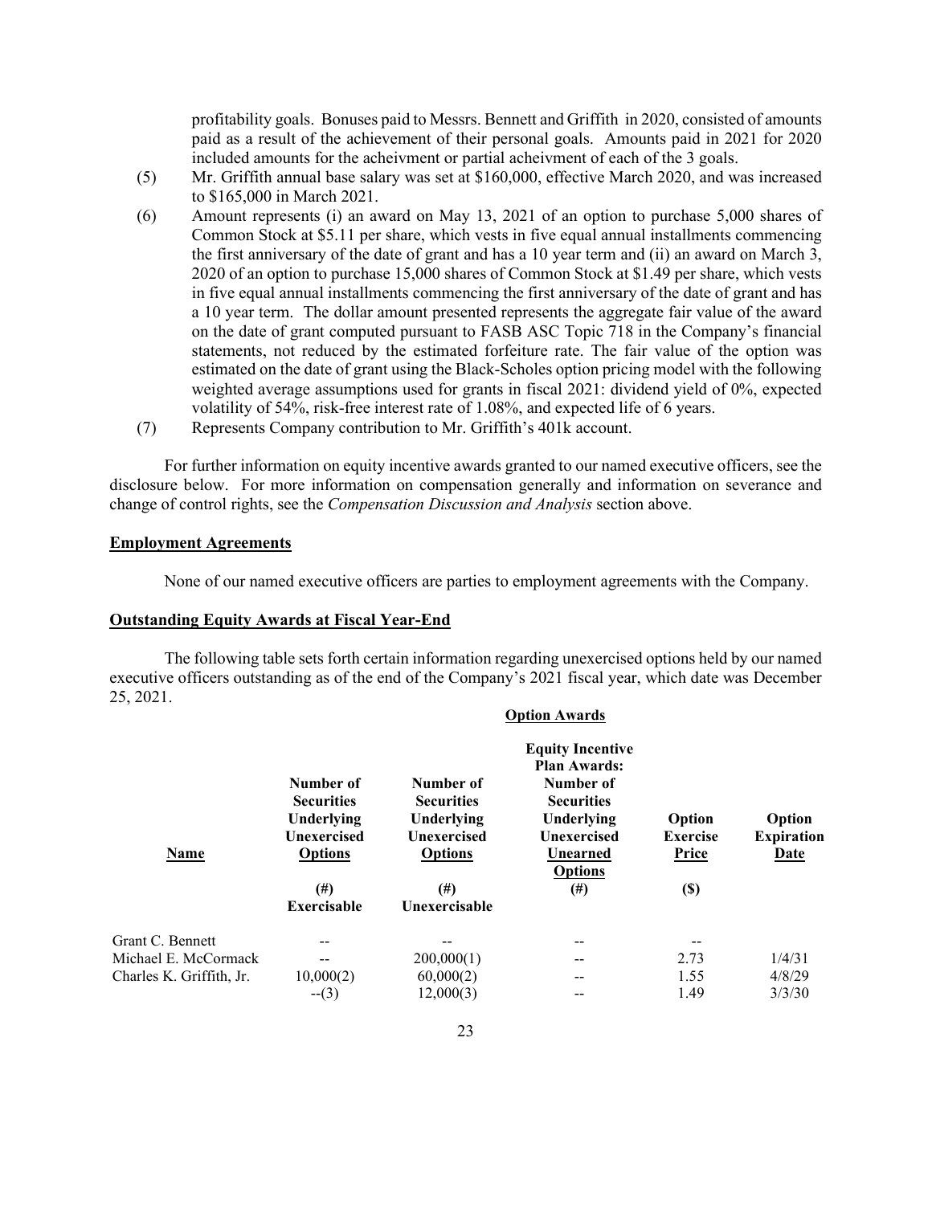profitability goals. Bonuses paid to Messrs. Bennett and Griffith in 2020, consisted of amounts paid as a result of the achievement of their personal goals. Amounts paid in 2021 for 2020 included amounts for the acheivment or partial acheivment of each of the 3 goals.

(5) Mr. Griffith annual base salary was set at $160,000, effective March 2020, and was increased to $165,000 in March 2021.

(6) Amount represents (i) an award on May 13, 2021 of an option to purchase 5,000 shares of Common Stock at $5.11 per share, which vests in five equal annual installments commencing the first anniversary of the date of grant and has a 10 year term and (ii) an award on March 3, 2020 of an option to purchase 15,000 shares of Common Stock at $1.49 per share, which vests in five equal annual installments commencing the first anniversary of the date of grant and has a 10 year term. The dollar amount presented represents the aggregate fair value of the award on the date of grant computed pursuant to FASB ASC Topic 718 in the Company's financial statements, not reduced by the estimated forfeiture rate. The fair value of the option was estimated on the date of grant using the Black-Scholes option pricing model with the following weighted average assumptions used for grants in fiscal 2021: dividend yield of 0%, expected volatility of 54%, risk-free interest rate of 1.08%, and expected life of 6 years.

(7) Represents Company contribution to Mr. Griffith's 401k account.

For further information on equity incentive awards granted to our named executive officers, see the disclosure below. For more information on compensation generally and information on severance and change of control rights, see the *Compensation Discussion and Analysis* section above.

## Employment Agreements

None of our named executive officers are parties to employment agreements with the Company.

## Outstanding Equity Awards at Fiscal Year-End

The following table sets forth certain information regarding unexercised options held by our named executive officers outstanding as of the end of the Company's 2021 fiscal year, which date was December 25, 2021.

| | Option Awards | | | | |
|---|---|---|---|---|---|
| **Name** | **Number of Securities Underlying Unexercised Options (#) Exercisable** | **Number of Securities Underlying Unexercised Options (#) Unexercisable** | **Equity Incentive Plan Awards: Number of Securities Underlying Unexercised Unearned Options (#)** | **Option Exercise Price ($)** | **Option Expiration Date** |
| Grant C. Bennett | -- | -- | -- | -- | |
| Michael E. McCormack | -- | 200,000(1) | -- | 2.73 | 1/4/31 |
| Charles K. Griffith, Jr. | 10,000(2) | 60,000(2) | -- | 1.55 | 4/8/29 |
| | --(3) | 12,000(3) | -- | 1.49 | 3/3/30 |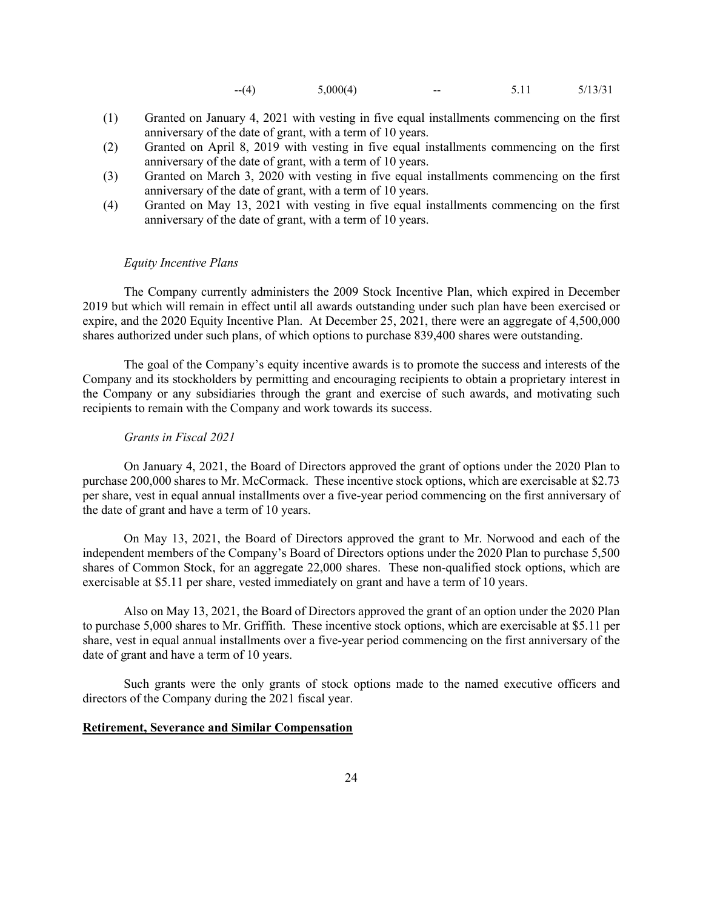| | | | | |
|---|---|---|---|---|
| --(4) | 5,000(4) | -- | 5.11 | 5/13/31 |

(1) Granted on January 4, 2021 with vesting in five equal installments commencing on the first anniversary of the date of grant, with a term of 10 years.

(2) Granted on April 8, 2019 with vesting in five equal installments commencing on the first anniversary of the date of grant, with a term of 10 years.

(3) Granted on March 3, 2020 with vesting in five equal installments commencing on the first anniversary of the date of grant, with a term of 10 years.

(4) Granted on May 13, 2021 with vesting in five equal installments commencing on the first anniversary of the date of grant, with a term of 10 years.

*Equity Incentive Plans*

The Company currently administers the 2009 Stock Incentive Plan, which expired in December 2019 but which will remain in effect until all awards outstanding under such plan have been exercised or expire, and the 2020 Equity Incentive Plan. At December 25, 2021, there were an aggregate of 4,500,000 shares authorized under such plans, of which options to purchase 839,400 shares were outstanding.

The goal of the Company's equity incentive awards is to promote the success and interests of the Company and its stockholders by permitting and encouraging recipients to obtain a proprietary interest in the Company or any subsidiaries through the grant and exercise of such awards, and motivating such recipients to remain with the Company and work towards its success.

*Grants in Fiscal 2021*

On January 4, 2021, the Board of Directors approved the grant of options under the 2020 Plan to purchase 200,000 shares to Mr. McCormack. These incentive stock options, which are exercisable at $2.73 per share, vest in equal annual installments over a five-year period commencing on the first anniversary of the date of grant and have a term of 10 years.

On May 13, 2021, the Board of Directors approved the grant to Mr. Norwood and each of the independent members of the Company's Board of Directors options under the 2020 Plan to purchase 5,500 shares of Common Stock, for an aggregate 22,000 shares. These non-qualified stock options, which are exercisable at $5.11 per share, vested immediately on grant and have a term of 10 years.

Also on May 13, 2021, the Board of Directors approved the grant of an option under the 2020 Plan to purchase 5,000 shares to Mr. Griffith. These incentive stock options, which are exercisable at $5.11 per share, vest in equal annual installments over a five-year period commencing on the first anniversary of the date of grant and have a term of 10 years.

Such grants were the only grants of stock options made to the named executive officers and directors of the Company during the 2021 fiscal year.

**Retirement, Severance and Similar Compensation**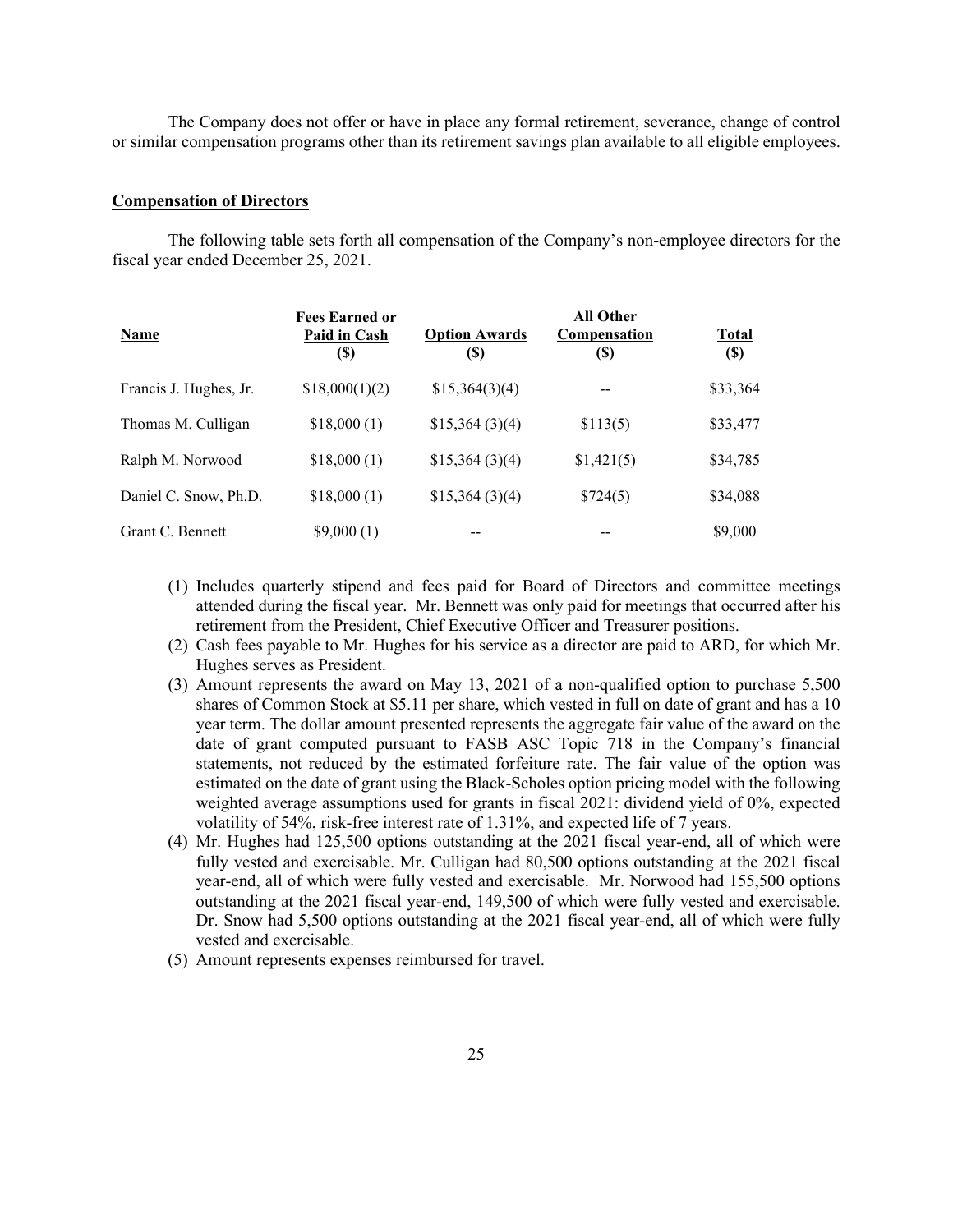The Company does not offer or have in place any formal retirement, severance, change of control or similar compensation programs other than its retirement savings plan available to all eligible employees.

## Compensation of Directors

The following table sets forth all compensation of the Company's non-employee directors for the fiscal year ended December 25, 2021.

| Name | Fees Earned or Paid in Cash ($) | Option Awards ($) | All Other Compensation ($) | Total ($) |
|---|---|---|---|---|
| Francis J. Hughes, Jr. | $18,000(1)(2) | $15,364(3)(4) | -- | $33,364 |
| Thomas M. Culligan | $18,000 (1) | $15,364 (3)(4) | $113(5) | $33,477 |
| Ralph M. Norwood | $18,000 (1) | $15,364 (3)(4) | $1,421(5) | $34,785 |
| Daniel C. Snow, Ph.D. | $18,000 (1) | $15,364 (3)(4) | $724(5) | $34,088 |
| Grant C. Bennett | $9,000 (1) | -- | -- | $9,000 |

(1) Includes quarterly stipend and fees paid for Board of Directors and committee meetings attended during the fiscal year. Mr. Bennett was only paid for meetings that occurred after his retirement from the President, Chief Executive Officer and Treasurer positions.

(2) Cash fees payable to Mr. Hughes for his service as a director are paid to ARD, for which Mr. Hughes serves as President.

(3) Amount represents the award on May 13, 2021 of a non-qualified option to purchase 5,500 shares of Common Stock at $5.11 per share, which vested in full on date of grant and has a 10 year term. The dollar amount presented represents the aggregate fair value of the award on the date of grant computed pursuant to FASB ASC Topic 718 in the Company's financial statements, not reduced by the estimated forfeiture rate. The fair value of the option was estimated on the date of grant using the Black-Scholes option pricing model with the following weighted average assumptions used for grants in fiscal 2021: dividend yield of 0%, expected volatility of 54%, risk-free interest rate of 1.31%, and expected life of 7 years.

(4) Mr. Hughes had 125,500 options outstanding at the 2021 fiscal year-end, all of which were fully vested and exercisable. Mr. Culligan had 80,500 options outstanding at the 2021 fiscal year-end, all of which were fully vested and exercisable. Mr. Norwood had 155,500 options outstanding at the 2021 fiscal year-end, 149,500 of which were fully vested and exercisable. Dr. Snow had 5,500 options outstanding at the 2021 fiscal year-end, all of which were fully vested and exercisable.

(5) Amount represents expenses reimbursed for travel.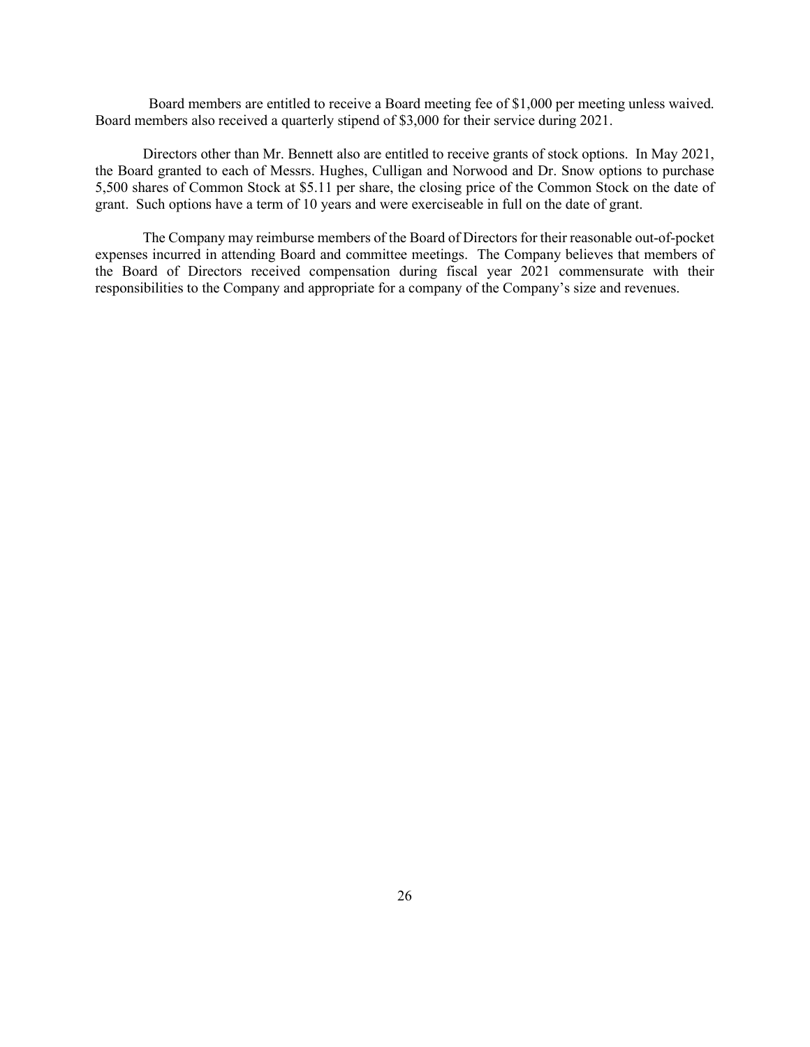Board members are entitled to receive a Board meeting fee of $1,000 per meeting unless waived. Board members also received a quarterly stipend of $3,000 for their service during 2021.

Directors other than Mr. Bennett also are entitled to receive grants of stock options. In May 2021, the Board granted to each of Messrs. Hughes, Culligan and Norwood and Dr. Snow options to purchase 5,500 shares of Common Stock at $5.11 per share, the closing price of the Common Stock on the date of grant. Such options have a term of 10 years and were exerciseable in full on the date of grant.

The Company may reimburse members of the Board of Directors for their reasonable out-of-pocket expenses incurred in attending Board and committee meetings. The Company believes that members of the Board of Directors received compensation during fiscal year 2021 commensurate with their responsibilities to the Company and appropriate for a company of the Company's size and revenues.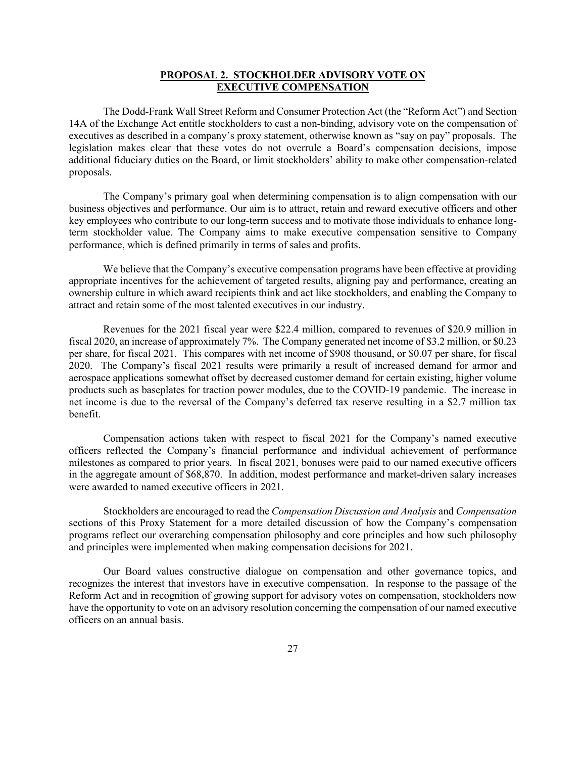## PROPOSAL 2. STOCKHOLDER ADVISORY VOTE ON EXECUTIVE COMPENSATION

The Dodd-Frank Wall Street Reform and Consumer Protection Act (the "Reform Act") and Section 14A of the Exchange Act entitle stockholders to cast a non-binding, advisory vote on the compensation of executives as described in a company's proxy statement, otherwise known as "say on pay" proposals. The legislation makes clear that these votes do not overrule a Board's compensation decisions, impose additional fiduciary duties on the Board, or limit stockholders' ability to make other compensation-related proposals.

The Company's primary goal when determining compensation is to align compensation with our business objectives and performance. Our aim is to attract, retain and reward executive officers and other key employees who contribute to our long-term success and to motivate those individuals to enhance long-term stockholder value. The Company aims to make executive compensation sensitive to Company performance, which is defined primarily in terms of sales and profits.

We believe that the Company's executive compensation programs have been effective at providing appropriate incentives for the achievement of targeted results, aligning pay and performance, creating an ownership culture in which award recipients think and act like stockholders, and enabling the Company to attract and retain some of the most talented executives in our industry.

Revenues for the 2021 fiscal year were $22.4 million, compared to revenues of $20.9 million in fiscal 2020, an increase of approximately 7%. The Company generated net income of $3.2 million, or $0.23 per share, for fiscal 2021. This compares with net income of $908 thousand, or $0.07 per share, for fiscal 2020. The Company's fiscal 2021 results were primarily a result of increased demand for armor and aerospace applications somewhat offset by decreased customer demand for certain existing, higher volume products such as baseplates for traction power modules, due to the COVID-19 pandemic. The increase in net income is due to the reversal of the Company's deferred tax reserve resulting in a $2.7 million tax benefit.

Compensation actions taken with respect to fiscal 2021 for the Company's named executive officers reflected the Company's financial performance and individual achievement of performance milestones as compared to prior years. In fiscal 2021, bonuses were paid to our named executive officers in the aggregate amount of $68,870. In addition, modest performance and market-driven salary increases were awarded to named executive officers in 2021.

Stockholders are encouraged to read the *Compensation Discussion and Analysis* and *Compensation* sections of this Proxy Statement for a more detailed discussion of how the Company's compensation programs reflect our overarching compensation philosophy and core principles and how such philosophy and principles were implemented when making compensation decisions for 2021.

Our Board values constructive dialogue on compensation and other governance topics, and recognizes the interest that investors have in executive compensation. In response to the passage of the Reform Act and in recognition of growing support for advisory votes on compensation, stockholders now have the opportunity to vote on an advisory resolution concerning the compensation of our named executive officers on an annual basis.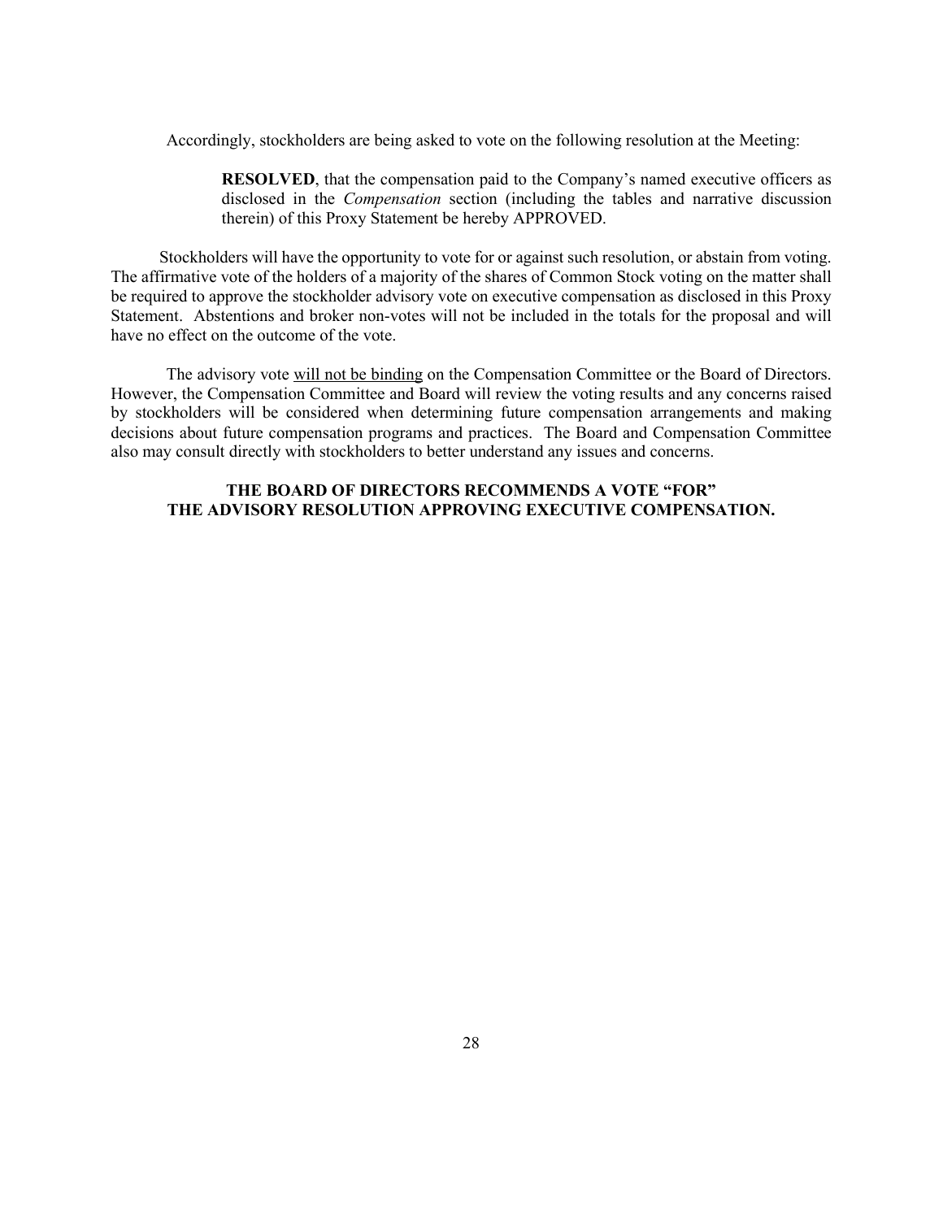Accordingly, stockholders are being asked to vote on the following resolution at the Meeting:

> **RESOLVED**, that the compensation paid to the Company's named executive officers as disclosed in the *Compensation* section (including the tables and narrative discussion therein) of this Proxy Statement be hereby APPROVED.

Stockholders will have the opportunity to vote for or against such resolution, or abstain from voting. The affirmative vote of the holders of a majority of the shares of Common Stock voting on the matter shall be required to approve the stockholder advisory vote on executive compensation as disclosed in this Proxy Statement. Abstentions and broker non-votes will not be included in the totals for the proposal and will have no effect on the outcome of the vote.

The advisory vote will not be binding on the Compensation Committee or the Board of Directors. However, the Compensation Committee and Board will review the voting results and any concerns raised by stockholders will be considered when determining future compensation arrangements and making decisions about future compensation programs and practices. The Board and Compensation Committee also may consult directly with stockholders to better understand any issues and concerns.

**THE BOARD OF DIRECTORS RECOMMENDS A VOTE "FOR" THE ADVISORY RESOLUTION APPROVING EXECUTIVE COMPENSATION.**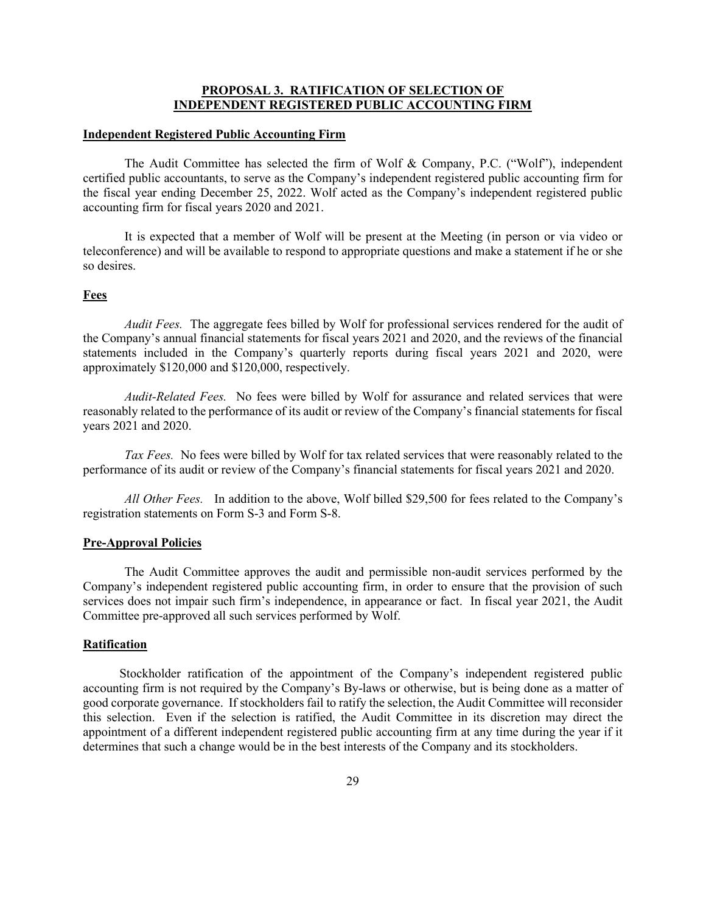## PROPOSAL 3. RATIFICATION OF SELECTION OF INDEPENDENT REGISTERED PUBLIC ACCOUNTING FIRM

### Independent Registered Public Accounting Firm

The Audit Committee has selected the firm of Wolf & Company, P.C. ("Wolf"), independent certified public accountants, to serve as the Company's independent registered public accounting firm for the fiscal year ending December 25, 2022. Wolf acted as the Company's independent registered public accounting firm for fiscal years 2020 and 2021.

It is expected that a member of Wolf will be present at the Meeting (in person or via video or teleconference) and will be available to respond to appropriate questions and make a statement if he or she so desires.

### Fees

*Audit Fees.* The aggregate fees billed by Wolf for professional services rendered for the audit of the Company's annual financial statements for fiscal years 2021 and 2020, and the reviews of the financial statements included in the Company's quarterly reports during fiscal years 2021 and 2020, were approximately $120,000 and $120,000, respectively.

*Audit-Related Fees.* No fees were billed by Wolf for assurance and related services that were reasonably related to the performance of its audit or review of the Company's financial statements for fiscal years 2021 and 2020.

*Tax Fees.* No fees were billed by Wolf for tax related services that were reasonably related to the performance of its audit or review of the Company's financial statements for fiscal years 2021 and 2020.

*All Other Fees.* In addition to the above, Wolf billed $29,500 for fees related to the Company's registration statements on Form S-3 and Form S-8.

### Pre-Approval Policies

The Audit Committee approves the audit and permissible non-audit services performed by the Company's independent registered public accounting firm, in order to ensure that the provision of such services does not impair such firm's independence, in appearance or fact. In fiscal year 2021, the Audit Committee pre-approved all such services performed by Wolf.

### Ratification

Stockholder ratification of the appointment of the Company's independent registered public accounting firm is not required by the Company's By-laws or otherwise, but is being done as a matter of good corporate governance. If stockholders fail to ratify the selection, the Audit Committee will reconsider this selection. Even if the selection is ratified, the Audit Committee in its discretion may direct the appointment of a different independent registered public accounting firm at any time during the year if it determines that such a change would be in the best interests of the Company and its stockholders.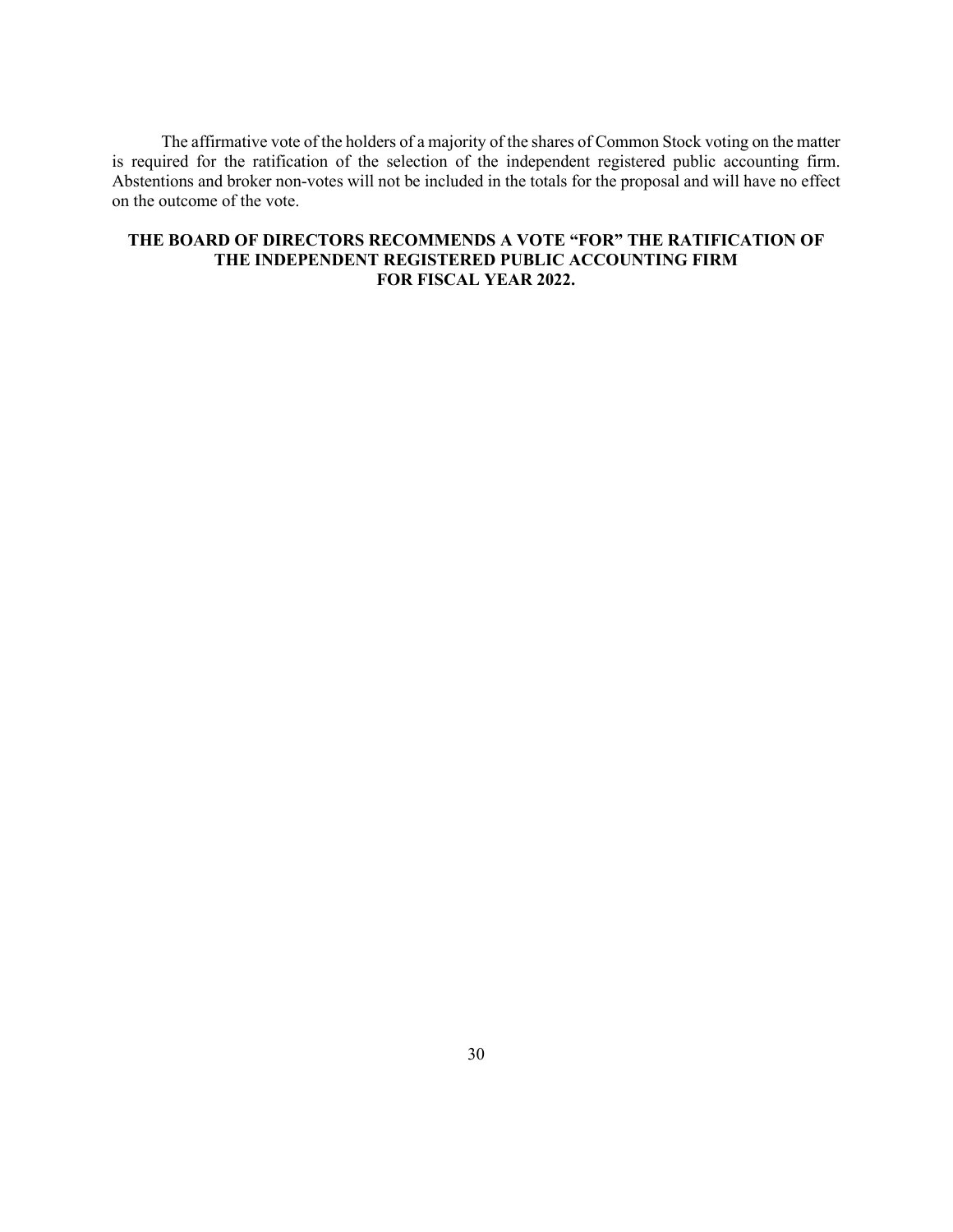The affirmative vote of the holders of a majority of the shares of Common Stock voting on the matter is required for the ratification of the selection of the independent registered public accounting firm. Abstentions and broker non-votes will not be included in the totals for the proposal and will have no effect on the outcome of the vote.

**THE BOARD OF DIRECTORS RECOMMENDS A VOTE "FOR" THE RATIFICATION OF THE INDEPENDENT REGISTERED PUBLIC ACCOUNTING FIRM FOR FISCAL YEAR 2022.**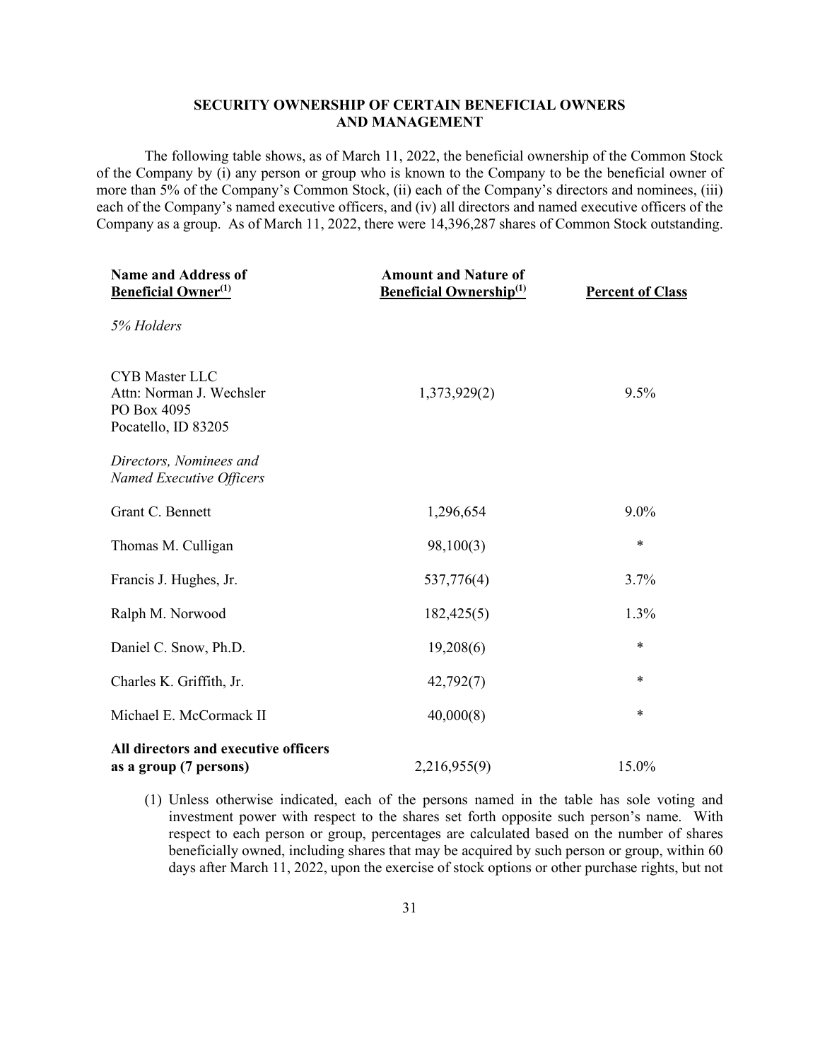## SECURITY OWNERSHIP OF CERTAIN BENEFICIAL OWNERS AND MANAGEMENT

The following table shows, as of March 11, 2022, the beneficial ownership of the Common Stock of the Company by (i) any person or group who is known to the Company to be the beneficial owner of more than 5% of the Company's Common Stock, (ii) each of the Company's directors and nominees, (iii) each of the Company's named executive officers, and (iv) all directors and named executive officers of the Company as a group. As of March 11, 2022, there were 14,396,287 shares of Common Stock outstanding.

| Name and Address of Beneficial Owner(1) | Amount and Nature of Beneficial Ownership(1) | Percent of Class |
|---|---|---|
| *5% Holders* | | |
| CYB Master LLC<br>Attn: Norman J. Wechsler<br>PO Box 4095<br>Pocatello, ID 83205 | 1,373,929(2) | 9.5% |
| *Directors, Nominees and Named Executive Officers* | | |
| Grant C. Bennett | 1,296,654 | 9.0% |
| Thomas M. Culligan | 98,100(3) | * |
| Francis J. Hughes, Jr. | 537,776(4) | 3.7% |
| Ralph M. Norwood | 182,425(5) | 1.3% |
| Daniel C. Snow, Ph.D. | 19,208(6) | * |
| Charles K. Griffith, Jr. | 42,792(7) | * |
| Michael E. McCormack II | 40,000(8) | * |
| **All directors and executive officers as a group (7 persons)** | 2,216,955(9) | 15.0% |

(1) Unless otherwise indicated, each of the persons named in the table has sole voting and investment power with respect to the shares set forth opposite such person's name. With respect to each person or group, percentages are calculated based on the number of shares beneficially owned, including shares that may be acquired by such person or group, within 60 days after March 11, 2022, upon the exercise of stock options or other purchase rights, but not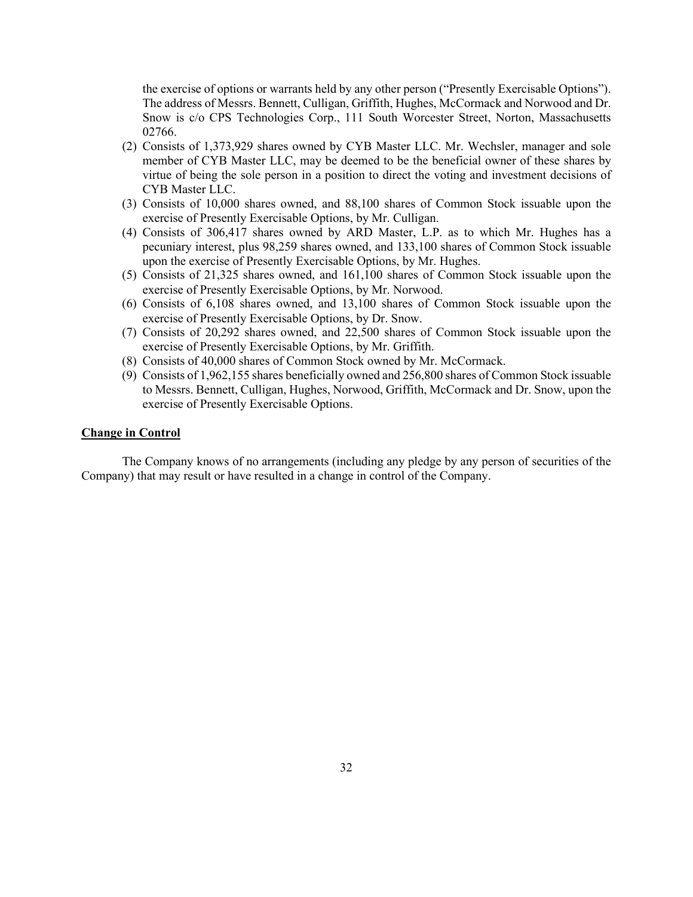the exercise of options or warrants held by any other person ("Presently Exercisable Options"). The address of Messrs. Bennett, Culligan, Griffith, Hughes, McCormack and Norwood and Dr. Snow is c/o CPS Technologies Corp., 111 South Worcester Street, Norton, Massachusetts 02766.

(2) Consists of 1,373,929 shares owned by CYB Master LLC. Mr. Wechsler, manager and sole member of CYB Master LLC, may be deemed to be the beneficial owner of these shares by virtue of being the sole person in a position to direct the voting and investment decisions of CYB Master LLC.

(3) Consists of 10,000 shares owned, and 88,100 shares of Common Stock issuable upon the exercise of Presently Exercisable Options, by Mr. Culligan.

(4) Consists of 306,417 shares owned by ARD Master, L.P. as to which Mr. Hughes has a pecuniary interest, plus 98,259 shares owned, and 133,100 shares of Common Stock issuable upon the exercise of Presently Exercisable Options, by Mr. Hughes.

(5) Consists of 21,325 shares owned, and 161,100 shares of Common Stock issuable upon the exercise of Presently Exercisable Options, by Mr. Norwood.

(6) Consists of 6,108 shares owned, and 13,100 shares of Common Stock issuable upon the exercise of Presently Exercisable Options, by Dr. Snow.

(7) Consists of 20,292 shares owned, and 22,500 shares of Common Stock issuable upon the exercise of Presently Exercisable Options, by Mr. Griffith.

(8) Consists of 40,000 shares of Common Stock owned by Mr. McCormack.

(9) Consists of 1,962,155 shares beneficially owned and 256,800 shares of Common Stock issuable to Messrs. Bennett, Culligan, Hughes, Norwood, Griffith, McCormack and Dr. Snow, upon the exercise of Presently Exercisable Options.

**Change in Control**

The Company knows of no arrangements (including any pledge by any person of securities of the Company) that may result or have resulted in a change in control of the Company.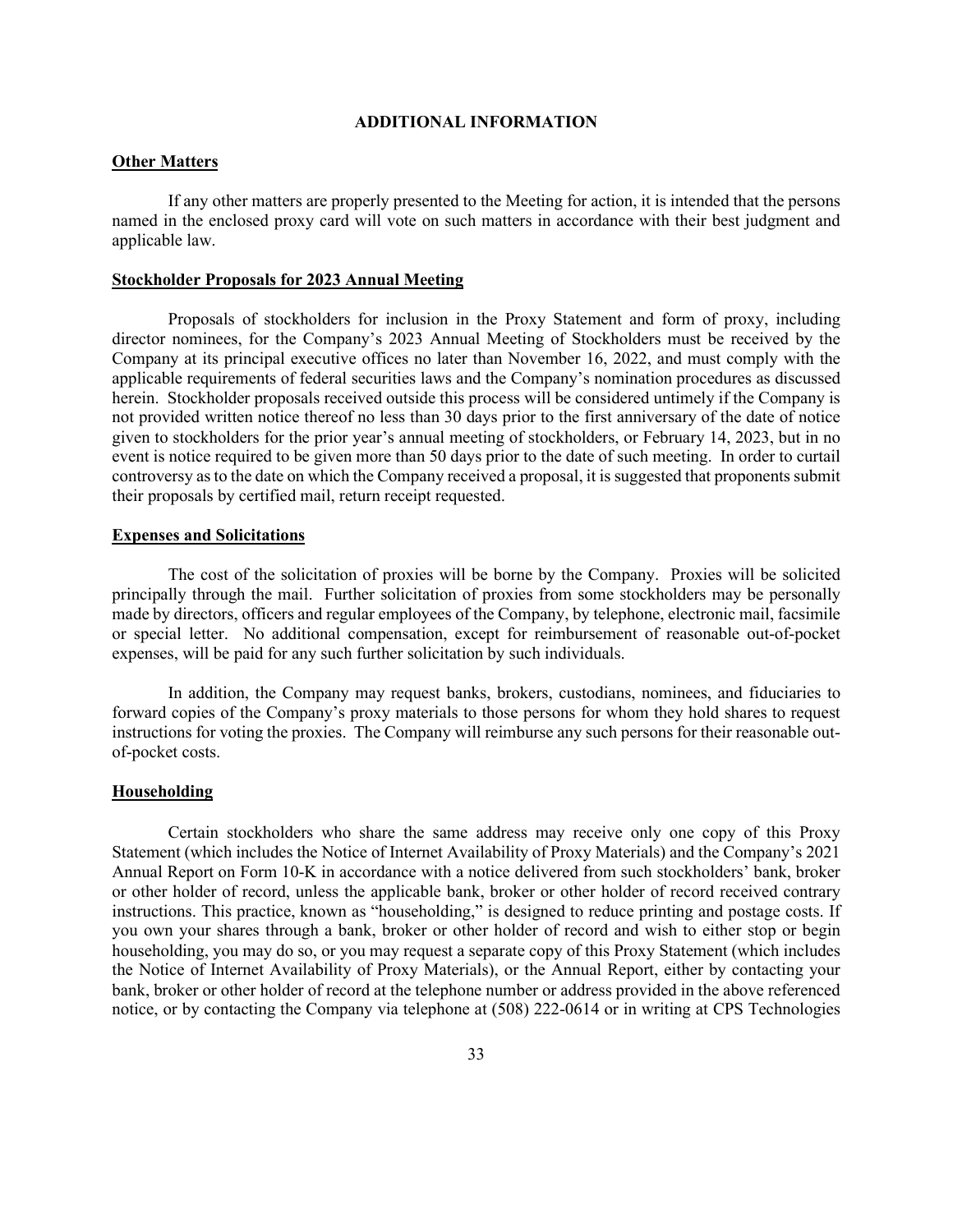## ADDITIONAL INFORMATION

### Other Matters

If any other matters are properly presented to the Meeting for action, it is intended that the persons named in the enclosed proxy card will vote on such matters in accordance with their best judgment and applicable law.

### Stockholder Proposals for 2023 Annual Meeting

Proposals of stockholders for inclusion in the Proxy Statement and form of proxy, including director nominees, for the Company's 2023 Annual Meeting of Stockholders must be received by the Company at its principal executive offices no later than November 16, 2022, and must comply with the applicable requirements of federal securities laws and the Company's nomination procedures as discussed herein. Stockholder proposals received outside this process will be considered untimely if the Company is not provided written notice thereof no less than 30 days prior to the first anniversary of the date of notice given to stockholders for the prior year's annual meeting of stockholders, or February 14, 2023, but in no event is notice required to be given more than 50 days prior to the date of such meeting. In order to curtail controversy as to the date on which the Company received a proposal, it is suggested that proponents submit their proposals by certified mail, return receipt requested.

### Expenses and Solicitations

The cost of the solicitation of proxies will be borne by the Company. Proxies will be solicited principally through the mail. Further solicitation of proxies from some stockholders may be personally made by directors, officers and regular employees of the Company, by telephone, electronic mail, facsimile or special letter. No additional compensation, except for reimbursement of reasonable out-of-pocket expenses, will be paid for any such further solicitation by such individuals.

In addition, the Company may request banks, brokers, custodians, nominees, and fiduciaries to forward copies of the Company's proxy materials to those persons for whom they hold shares to request instructions for voting the proxies. The Company will reimburse any such persons for their reasonable out-of-pocket costs.

### Householding

Certain stockholders who share the same address may receive only one copy of this Proxy Statement (which includes the Notice of Internet Availability of Proxy Materials) and the Company's 2021 Annual Report on Form 10-K in accordance with a notice delivered from such stockholders' bank, broker or other holder of record, unless the applicable bank, broker or other holder of record received contrary instructions. This practice, known as "householding," is designed to reduce printing and postage costs. If you own your shares through a bank, broker or other holder of record and wish to either stop or begin householding, you may do so, or you may request a separate copy of this Proxy Statement (which includes the Notice of Internet Availability of Proxy Materials), or the Annual Report, either by contacting your bank, broker or other holder of record at the telephone number or address provided in the above referenced notice, or by contacting the Company via telephone at (508) 222-0614 or in writing at CPS Technologies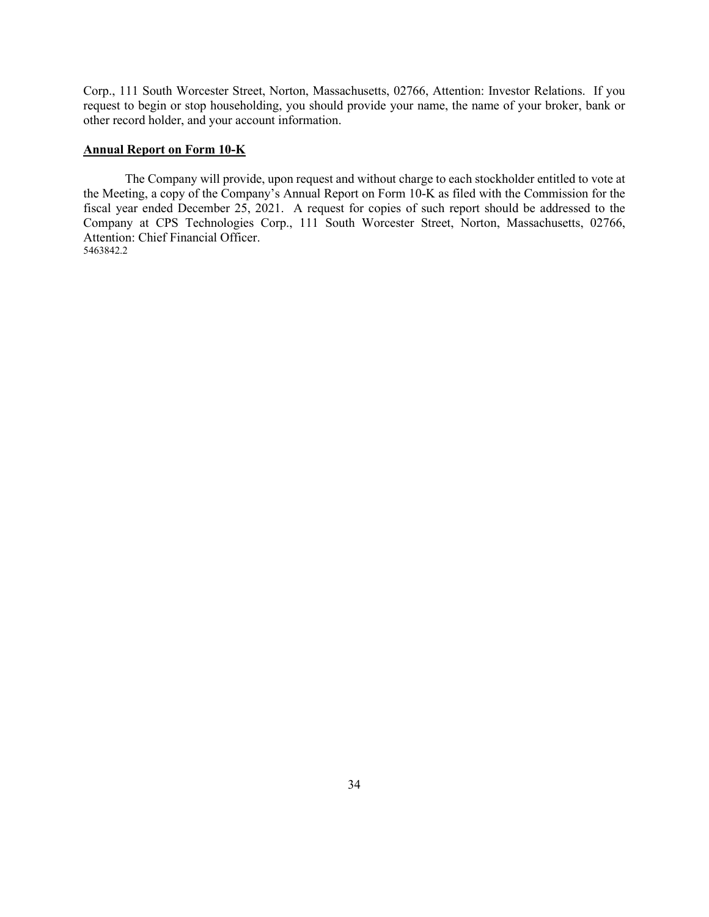Corp., 111 South Worcester Street, Norton, Massachusetts, 02766, Attention: Investor Relations. If you request to begin or stop householding, you should provide your name, the name of your broker, bank or other record holder, and your account information.

## Annual Report on Form 10-K

The Company will provide, upon request and without charge to each stockholder entitled to vote at the Meeting, a copy of the Company's Annual Report on Form 10-K as filed with the Commission for the fiscal year ended December 25, 2021. A request for copies of such report should be addressed to the Company at CPS Technologies Corp., 111 South Worcester Street, Norton, Massachusetts, 02766, Attention: Chief Financial Officer.

5463842.2